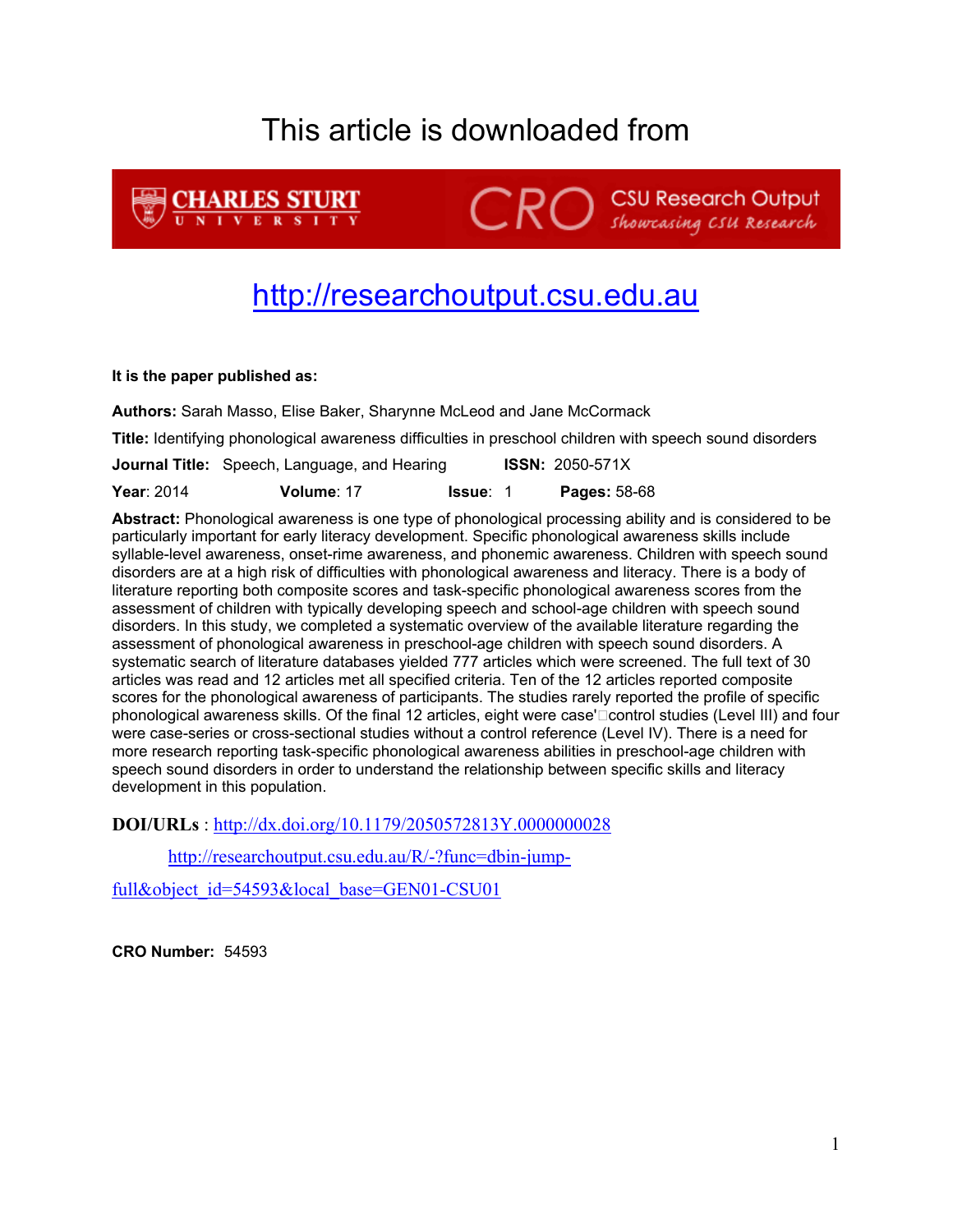# This article is downloaded from

CHARLES STURT UNIVERSITY

CRO CSU Research Output
Showcasing CSU Research

http://researchoutput.csu.edu.au

**It is the paper published as:**

**Authors:** Sarah Masso, Elise Baker, Sharynne McLeod and Jane McCormack

**Title:** Identifying phonological awareness difficulties in preschool children with speech sound disorders

**Journal Title:** Speech, Language, and Hearing **ISSN:** 2050-571X

**Year**: 2014 **Volume**: 17 **Issue**: 1 **Pages:** 58-68

**Abstract:** Phonological awareness is one type of phonological processing ability and is considered to be particularly important for early literacy development. Specific phonological awareness skills include syllable-level awareness, onset-rime awareness, and phonemic awareness. Children with speech sound disorders are at a high risk of difficulties with phonological awareness and literacy. There is a body of literature reporting both composite scores and task-specific phonological awareness scores from the assessment of children with typically developing speech and school-age children with speech sound disorders. In this study, we completed a systematic overview of the available literature regarding the assessment of phonological awareness in preschool-age children with speech sound disorders. A systematic search of literature databases yielded 777 articles which were screened. The full text of 30 articles was read and 12 articles met all specified criteria. Ten of the 12 articles reported composite scores for the phonological awareness of participants. The studies rarely reported the profile of specific phonological awareness skills. Of the final 12 articles, eight were case'control studies (Level III) and four were case-series or cross-sectional studies without a control reference (Level IV). There is a need for more research reporting task-specific phonological awareness abilities in preschool-age children with speech sound disorders in order to understand the relationship between specific skills and literacy development in this population.

**DOI/URLs** : http://dx.doi.org/10.1179/2050572813Y.0000000028

http://researchoutput.csu.edu.au/R/-?func=dbin-jump-full&object_id=54593&local_base=GEN01-CSU01

**CRO Number:** 54593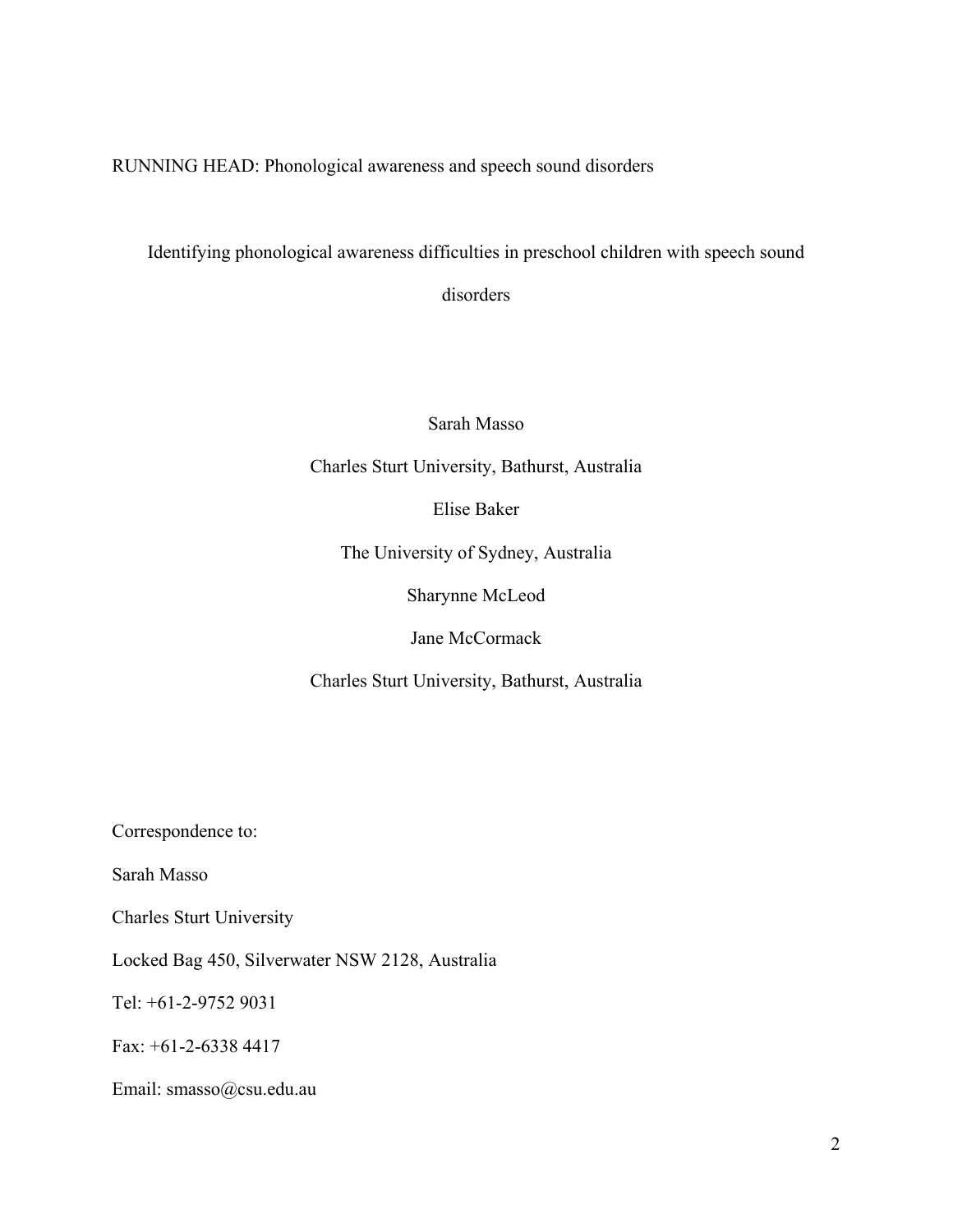RUNNING HEAD: Phonological awareness and speech sound disorders

# Identifying phonological awareness difficulties in preschool children with speech sound disorders

Sarah Masso

Charles Sturt University, Bathurst, Australia

Elise Baker

The University of Sydney, Australia

Sharynne McLeod

Jane McCormack

Charles Sturt University, Bathurst, Australia

Correspondence to:

Sarah Masso

Charles Sturt University

Locked Bag 450, Silverwater NSW 2128, Australia

Tel: +61-2-9752 9031

Fax: +61-2-6338 4417

Email: smasso@csu.edu.au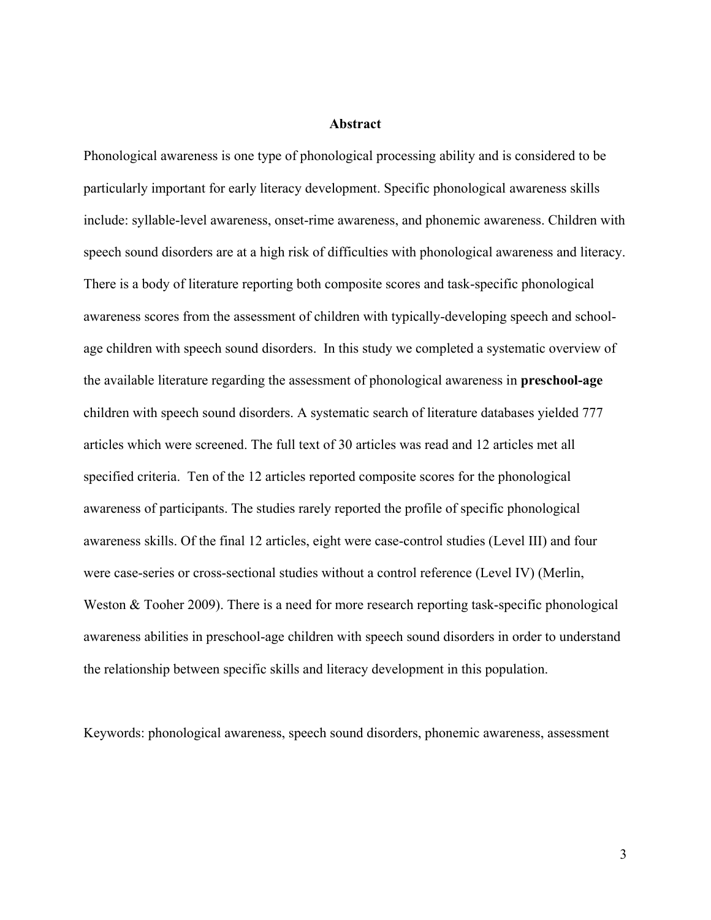## Abstract

Phonological awareness is one type of phonological processing ability and is considered to be particularly important for early literacy development. Specific phonological awareness skills include: syllable-level awareness, onset-rime awareness, and phonemic awareness. Children with speech sound disorders are at a high risk of difficulties with phonological awareness and literacy. There is a body of literature reporting both composite scores and task-specific phonological awareness scores from the assessment of children with typically-developing speech and school-age children with speech sound disorders. In this study we completed a systematic overview of the available literature regarding the assessment of phonological awareness in **preschool-age** children with speech sound disorders. A systematic search of literature databases yielded 777 articles which were screened. The full text of 30 articles was read and 12 articles met all specified criteria. Ten of the 12 articles reported composite scores for the phonological awareness of participants. The studies rarely reported the profile of specific phonological awareness skills. Of the final 12 articles, eight were case-control studies (Level III) and four were case-series or cross-sectional studies without a control reference (Level IV) (Merlin, Weston & Tooher 2009). There is a need for more research reporting task-specific phonological awareness abilities in preschool-age children with speech sound disorders in order to understand the relationship between specific skills and literacy development in this population.

Keywords: phonological awareness, speech sound disorders, phonemic awareness, assessment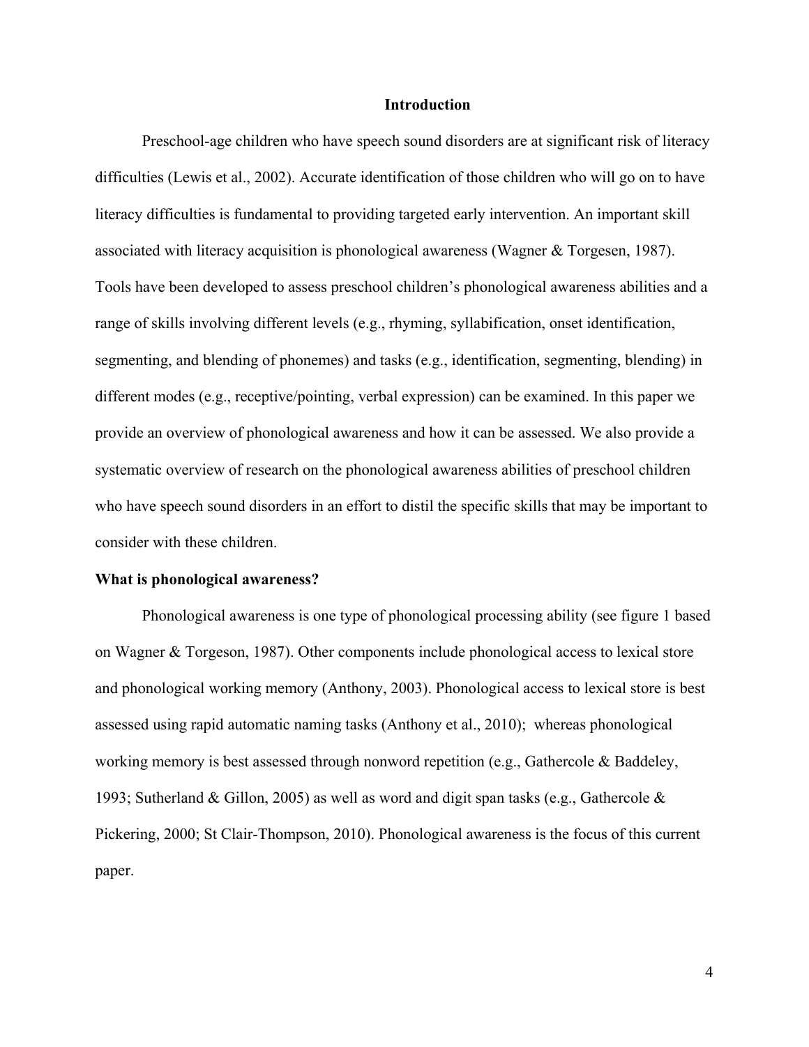## Introduction

Preschool-age children who have speech sound disorders are at significant risk of literacy difficulties (Lewis et al., 2002). Accurate identification of those children who will go on to have literacy difficulties is fundamental to providing targeted early intervention. An important skill associated with literacy acquisition is phonological awareness (Wagner & Torgesen, 1987). Tools have been developed to assess preschool children's phonological awareness abilities and a range of skills involving different levels (e.g., rhyming, syllabification, onset identification, segmenting, and blending of phonemes) and tasks (e.g., identification, segmenting, blending) in different modes (e.g., receptive/pointing, verbal expression) can be examined. In this paper we provide an overview of phonological awareness and how it can be assessed. We also provide a systematic overview of research on the phonological awareness abilities of preschool children who have speech sound disorders in an effort to distil the specific skills that may be important to consider with these children.

### What is phonological awareness?

Phonological awareness is one type of phonological processing ability (see figure 1 based on Wagner & Torgeson, 1987). Other components include phonological access to lexical store and phonological working memory (Anthony, 2003). Phonological access to lexical store is best assessed using rapid automatic naming tasks (Anthony et al., 2010); whereas phonological working memory is best assessed through nonword repetition (e.g., Gathercole & Baddeley, 1993; Sutherland & Gillon, 2005) as well as word and digit span tasks (e.g., Gathercole & Pickering, 2000; St Clair-Thompson, 2010). Phonological awareness is the focus of this current paper.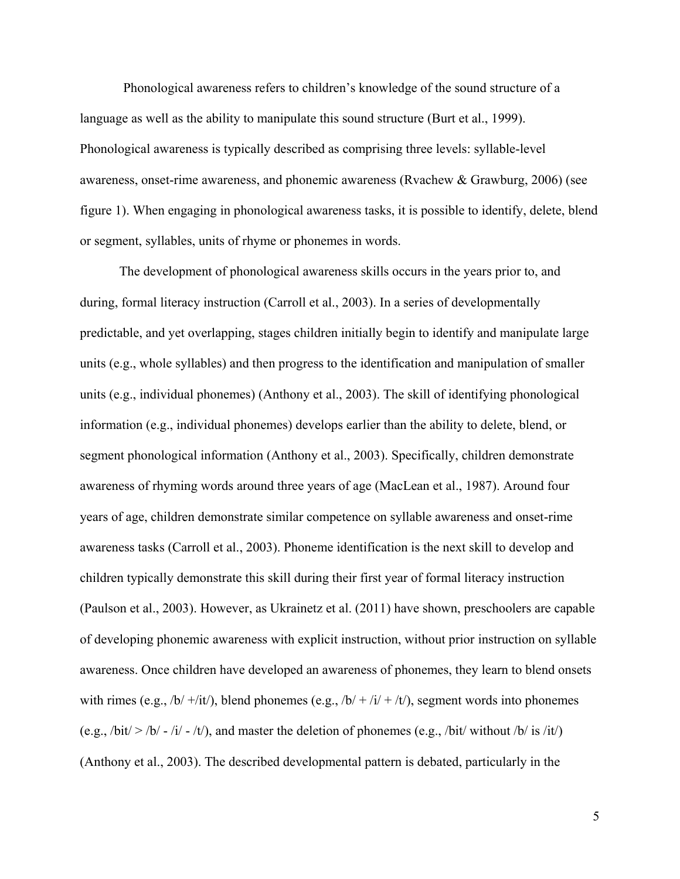Phonological awareness refers to children's knowledge of the sound structure of a language as well as the ability to manipulate this sound structure (Burt et al., 1999). Phonological awareness is typically described as comprising three levels: syllable-level awareness, onset-rime awareness, and phonemic awareness (Rvachew & Grawburg, 2006) (see figure 1). When engaging in phonological awareness tasks, it is possible to identify, delete, blend or segment, syllables, units of rhyme or phonemes in words.

The development of phonological awareness skills occurs in the years prior to, and during, formal literacy instruction (Carroll et al., 2003). In a series of developmentally predictable, and yet overlapping, stages children initially begin to identify and manipulate large units (e.g., whole syllables) and then progress to the identification and manipulation of smaller units (e.g., individual phonemes) (Anthony et al., 2003). The skill of identifying phonological information (e.g., individual phonemes) develops earlier than the ability to delete, blend, or segment phonological information (Anthony et al., 2003). Specifically, children demonstrate awareness of rhyming words around three years of age (MacLean et al., 1987). Around four years of age, children demonstrate similar competence on syllable awareness and onset-rime awareness tasks (Carroll et al., 2003). Phoneme identification is the next skill to develop and children typically demonstrate this skill during their first year of formal literacy instruction (Paulson et al., 2003). However, as Ukrainetz et al. (2011) have shown, preschoolers are capable of developing phonemic awareness with explicit instruction, without prior instruction on syllable awareness. Once children have developed an awareness of phonemes, they learn to blend onsets with rimes (e.g., /b/ +/it/), blend phonemes (e.g., /b/ + /i/ + /t/), segment words into phonemes (e.g., /bit/ > /b/ - /i/ - /t/), and master the deletion of phonemes (e.g., /bit/ without /b/ is /it/) (Anthony et al., 2003). The described developmental pattern is debated, particularly in the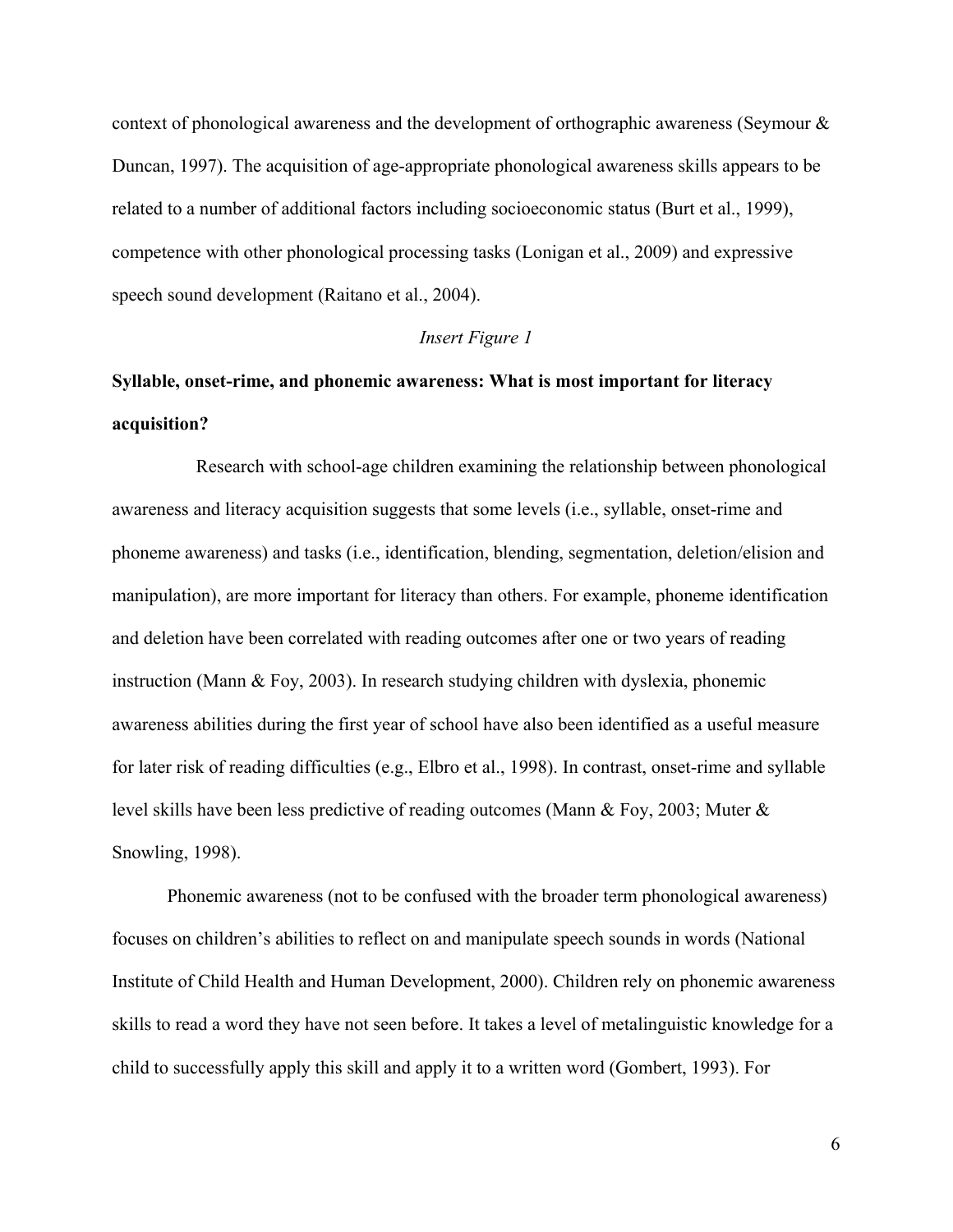context of phonological awareness and the development of orthographic awareness (Seymour & Duncan, 1997). The acquisition of age-appropriate phonological awareness skills appears to be related to a number of additional factors including socioeconomic status (Burt et al., 1999), competence with other phonological processing tasks (Lonigan et al., 2009) and expressive speech sound development (Raitano et al., 2004).

*Insert Figure 1*

**Syllable, onset-rime, and phonemic awareness: What is most important for literacy acquisition?**

Research with school-age children examining the relationship between phonological awareness and literacy acquisition suggests that some levels (i.e., syllable, onset-rime and phoneme awareness) and tasks (i.e., identification, blending, segmentation, deletion/elision and manipulation), are more important for literacy than others. For example, phoneme identification and deletion have been correlated with reading outcomes after one or two years of reading instruction (Mann & Foy, 2003). In research studying children with dyslexia, phonemic awareness abilities during the first year of school have also been identified as a useful measure for later risk of reading difficulties (e.g., Elbro et al., 1998). In contrast, onset-rime and syllable level skills have been less predictive of reading outcomes (Mann & Foy, 2003; Muter & Snowling, 1998).

Phonemic awareness (not to be confused with the broader term phonological awareness) focuses on children's abilities to reflect on and manipulate speech sounds in words (National Institute of Child Health and Human Development, 2000). Children rely on phonemic awareness skills to read a word they have not seen before. It takes a level of metalinguistic knowledge for a child to successfully apply this skill and apply it to a written word (Gombert, 1993). For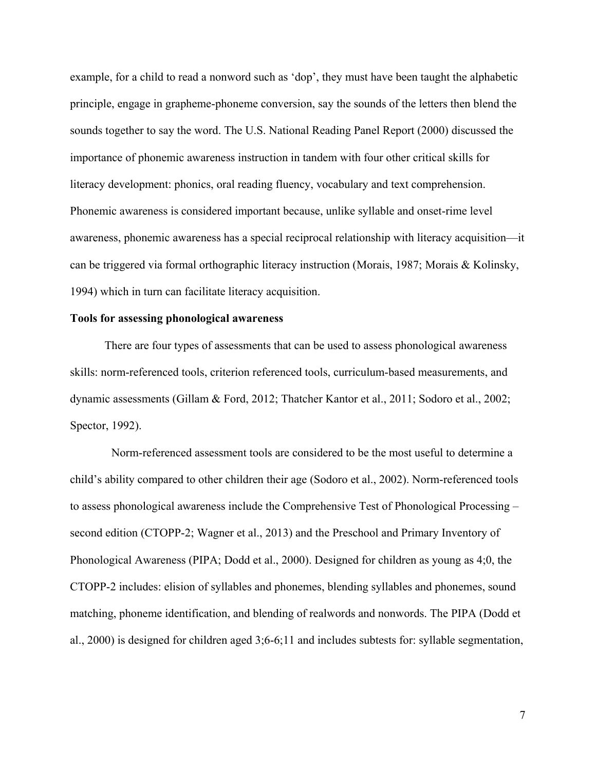example, for a child to read a nonword such as ‘dop’, they must have been taught the alphabetic principle, engage in grapheme-phoneme conversion, say the sounds of the letters then blend the sounds together to say the word. The U.S. National Reading Panel Report (2000) discussed the importance of phonemic awareness instruction in tandem with four other critical skills for literacy development: phonics, oral reading fluency, vocabulary and text comprehension. Phonemic awareness is considered important because, unlike syllable and onset-rime level awareness, phonemic awareness has a special reciprocal relationship with literacy acquisition—it can be triggered via formal orthographic literacy instruction (Morais, 1987; Morais & Kolinsky, 1994) which in turn can facilitate literacy acquisition.

**Tools for assessing phonological awareness**

There are four types of assessments that can be used to assess phonological awareness skills: norm-referenced tools, criterion referenced tools, curriculum-based measurements, and dynamic assessments (Gillam & Ford, 2012; Thatcher Kantor et al., 2011; Sodoro et al., 2002; Spector, 1992).

Norm-referenced assessment tools are considered to be the most useful to determine a child’s ability compared to other children their age (Sodoro et al., 2002). Norm-referenced tools to assess phonological awareness include the Comprehensive Test of Phonological Processing – second edition (CTOPP-2; Wagner et al., 2013) and the Preschool and Primary Inventory of Phonological Awareness (PIPA; Dodd et al., 2000). Designed for children as young as 4;0, the CTOPP-2 includes: elision of syllables and phonemes, blending syllables and phonemes, sound matching, phoneme identification, and blending of realwords and nonwords. The PIPA (Dodd et al., 2000) is designed for children aged 3;6-6;11 and includes subtests for: syllable segmentation,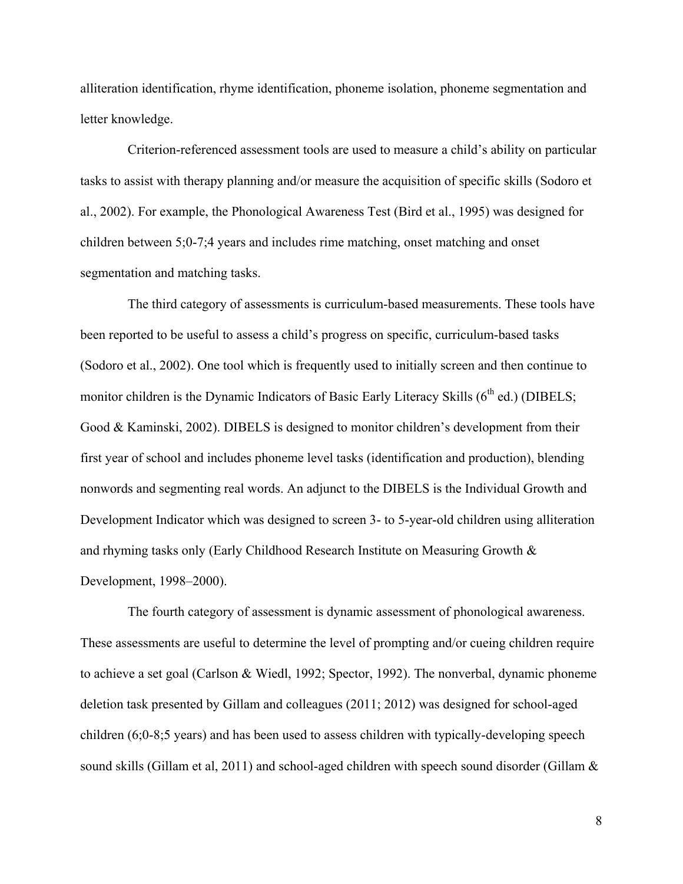alliteration identification, rhyme identification, phoneme isolation, phoneme segmentation and letter knowledge.

Criterion-referenced assessment tools are used to measure a child's ability on particular tasks to assist with therapy planning and/or measure the acquisition of specific skills (Sodoro et al., 2002). For example, the Phonological Awareness Test (Bird et al., 1995) was designed for children between 5;0-7;4 years and includes rime matching, onset matching and onset segmentation and matching tasks.

The third category of assessments is curriculum-based measurements. These tools have been reported to be useful to assess a child's progress on specific, curriculum-based tasks (Sodoro et al., 2002). One tool which is frequently used to initially screen and then continue to monitor children is the Dynamic Indicators of Basic Early Literacy Skills (6th ed.) (DIBELS; Good & Kaminski, 2002). DIBELS is designed to monitor children's development from their first year of school and includes phoneme level tasks (identification and production), blending nonwords and segmenting real words. An adjunct to the DIBELS is the Individual Growth and Development Indicator which was designed to screen 3- to 5-year-old children using alliteration and rhyming tasks only (Early Childhood Research Institute on Measuring Growth & Development, 1998–2000).

The fourth category of assessment is dynamic assessment of phonological awareness. These assessments are useful to determine the level of prompting and/or cueing children require to achieve a set goal (Carlson & Wiedl, 1992; Spector, 1992). The nonverbal, dynamic phoneme deletion task presented by Gillam and colleagues (2011; 2012) was designed for school-aged children (6;0-8;5 years) and has been used to assess children with typically-developing speech sound skills (Gillam et al, 2011) and school-aged children with speech sound disorder (Gillam &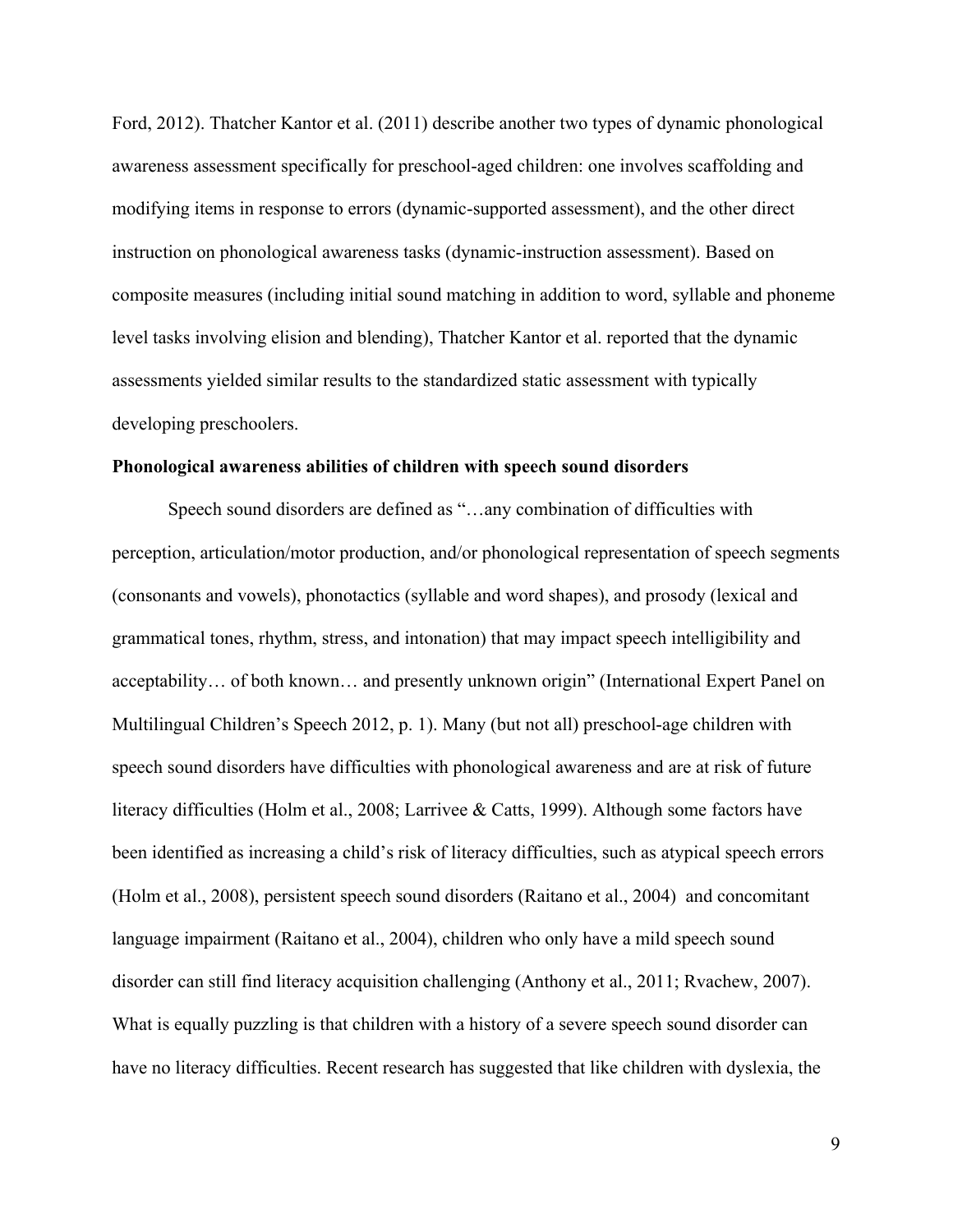Ford, 2012). Thatcher Kantor et al. (2011) describe another two types of dynamic phonological awareness assessment specifically for preschool-aged children: one involves scaffolding and modifying items in response to errors (dynamic-supported assessment), and the other direct instruction on phonological awareness tasks (dynamic-instruction assessment). Based on composite measures (including initial sound matching in addition to word, syllable and phoneme level tasks involving elision and blending), Thatcher Kantor et al. reported that the dynamic assessments yielded similar results to the standardized static assessment with typically developing preschoolers.

**Phonological awareness abilities of children with speech sound disorders**

Speech sound disorders are defined as "…any combination of difficulties with perception, articulation/motor production, and/or phonological representation of speech segments (consonants and vowels), phonotactics (syllable and word shapes), and prosody (lexical and grammatical tones, rhythm, stress, and intonation) that may impact speech intelligibility and acceptability… of both known… and presently unknown origin" (International Expert Panel on Multilingual Children's Speech 2012, p. 1). Many (but not all) preschool-age children with speech sound disorders have difficulties with phonological awareness and are at risk of future literacy difficulties (Holm et al., 2008; Larrivee & Catts, 1999). Although some factors have been identified as increasing a child's risk of literacy difficulties, such as atypical speech errors (Holm et al., 2008), persistent speech sound disorders (Raitano et al., 2004) and concomitant language impairment (Raitano et al., 2004), children who only have a mild speech sound disorder can still find literacy acquisition challenging (Anthony et al., 2011; Rvachew, 2007). What is equally puzzling is that children with a history of a severe speech sound disorder can have no literacy difficulties. Recent research has suggested that like children with dyslexia, the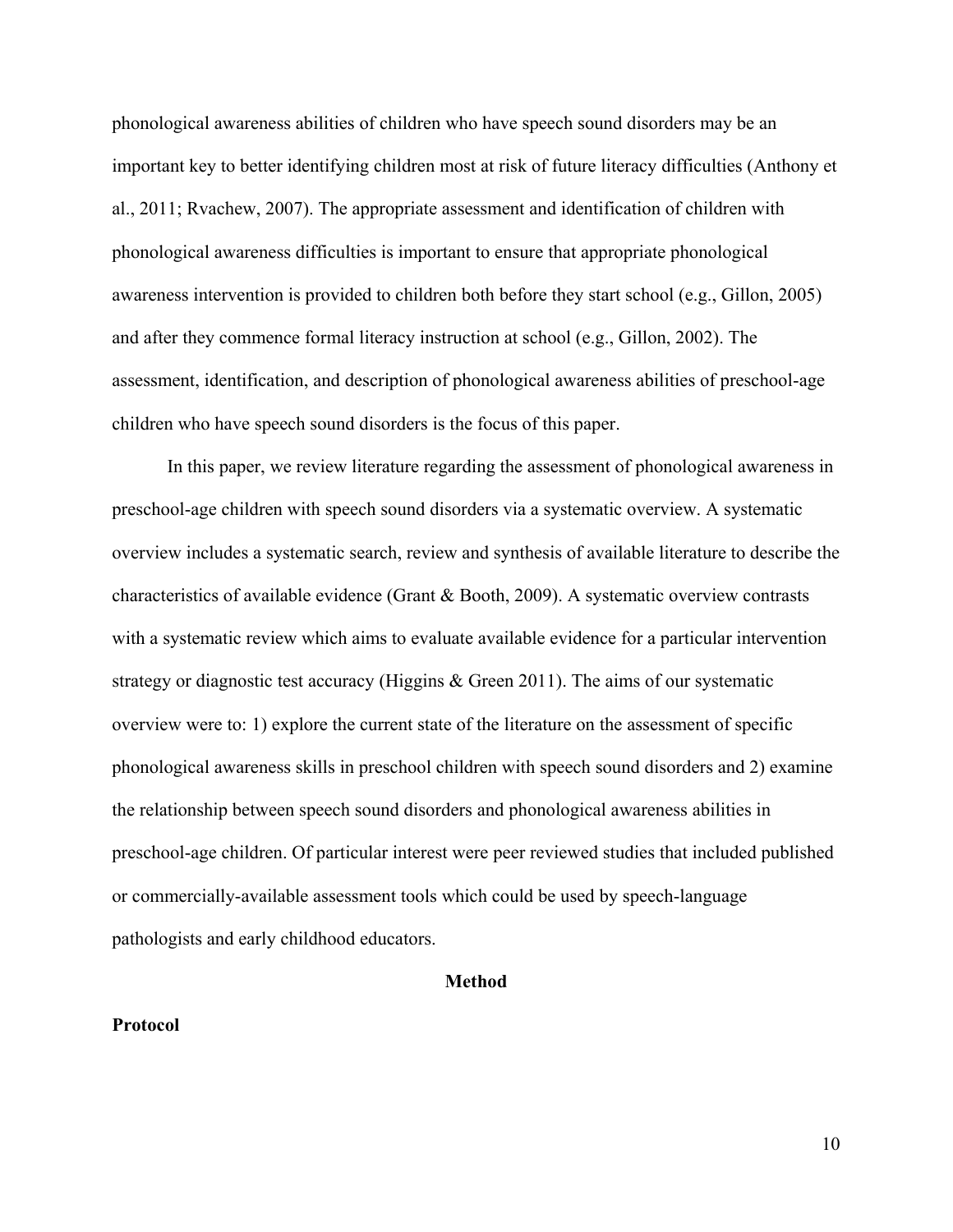phonological awareness abilities of children who have speech sound disorders may be an important key to better identifying children most at risk of future literacy difficulties (Anthony et al., 2011; Rvachew, 2007). The appropriate assessment and identification of children with phonological awareness difficulties is important to ensure that appropriate phonological awareness intervention is provided to children both before they start school (e.g., Gillon, 2005) and after they commence formal literacy instruction at school (e.g., Gillon, 2002). The assessment, identification, and description of phonological awareness abilities of preschool-age children who have speech sound disorders is the focus of this paper.

In this paper, we review literature regarding the assessment of phonological awareness in preschool-age children with speech sound disorders via a systematic overview. A systematic overview includes a systematic search, review and synthesis of available literature to describe the characteristics of available evidence (Grant & Booth, 2009). A systematic overview contrasts with a systematic review which aims to evaluate available evidence for a particular intervention strategy or diagnostic test accuracy (Higgins & Green 2011). The aims of our systematic overview were to: 1) explore the current state of the literature on the assessment of specific phonological awareness skills in preschool children with speech sound disorders and 2) examine the relationship between speech sound disorders and phonological awareness abilities in preschool-age children. Of particular interest were peer reviewed studies that included published or commercially-available assessment tools which could be used by speech-language pathologists and early childhood educators.

## Method

### Protocol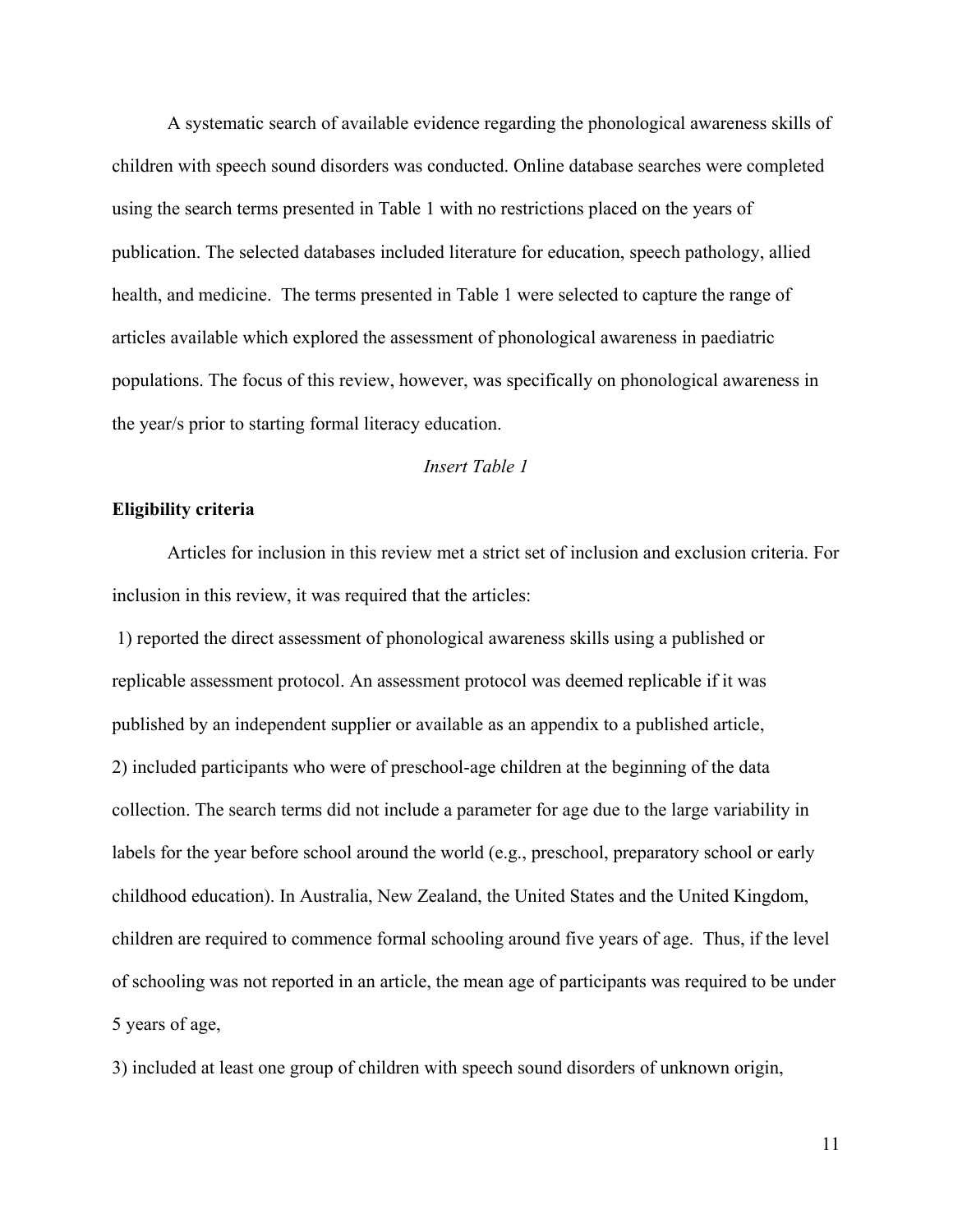A systematic search of available evidence regarding the phonological awareness skills of children with speech sound disorders was conducted. Online database searches were completed using the search terms presented in Table 1 with no restrictions placed on the years of publication. The selected databases included literature for education, speech pathology, allied health, and medicine.  The terms presented in Table 1 were selected to capture the range of articles available which explored the assessment of phonological awareness in paediatric populations. The focus of this review, however, was specifically on phonological awareness in the year/s prior to starting formal literacy education.

*Insert Table 1*

**Eligibility criteria**

Articles for inclusion in this review met a strict set of inclusion and exclusion criteria. For inclusion in this review, it was required that the articles:

1) reported the direct assessment of phonological awareness skills using a published or replicable assessment protocol. An assessment protocol was deemed replicable if it was published by an independent supplier or available as an appendix to a published article,

2) included participants who were of preschool-age children at the beginning of the data collection. The search terms did not include a parameter for age due to the large variability in labels for the year before school around the world (e.g., preschool, preparatory school or early childhood education). In Australia, New Zealand, the United States and the United Kingdom, children are required to commence formal schooling around five years of age.  Thus, if the level of schooling was not reported in an article, the mean age of participants was required to be under 5 years of age,

3) included at least one group of children with speech sound disorders of unknown origin,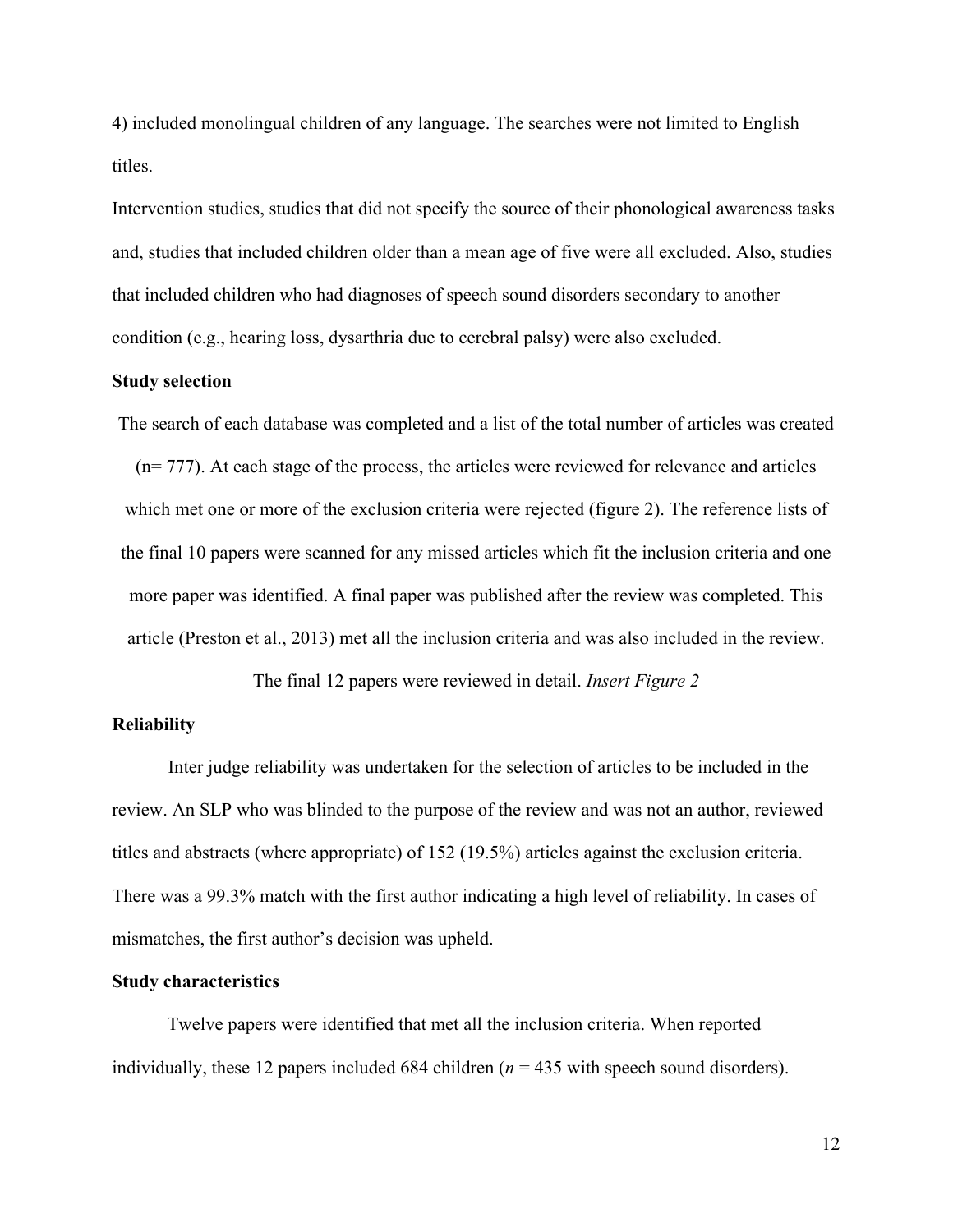4) included monolingual children of any language. The searches were not limited to English titles.

Intervention studies, studies that did not specify the source of their phonological awareness tasks and, studies that included children older than a mean age of five were all excluded. Also, studies that included children who had diagnoses of speech sound disorders secondary to another condition (e.g., hearing loss, dysarthria due to cerebral palsy) were also excluded.

**Study selection**

The search of each database was completed and a list of the total number of articles was created (n= 777). At each stage of the process, the articles were reviewed for relevance and articles which met one or more of the exclusion criteria were rejected (figure 2). The reference lists of the final 10 papers were scanned for any missed articles which fit the inclusion criteria and one more paper was identified. A final paper was published after the review was completed. This article (Preston et al., 2013) met all the inclusion criteria and was also included in the review.

The final 12 papers were reviewed in detail. *Insert Figure 2*

**Reliability**

Inter judge reliability was undertaken for the selection of articles to be included in the review. An SLP who was blinded to the purpose of the review and was not an author, reviewed titles and abstracts (where appropriate) of 152 (19.5%) articles against the exclusion criteria. There was a 99.3% match with the first author indicating a high level of reliability. In cases of mismatches, the first author's decision was upheld.

**Study characteristics**

Twelve papers were identified that met all the inclusion criteria. When reported individually, these 12 papers included 684 children (*n* = 435 with speech sound disorders).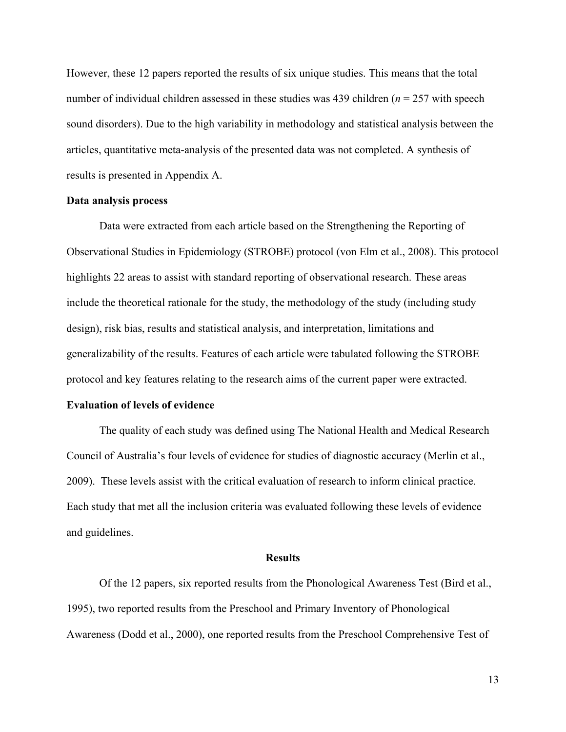However, these 12 papers reported the results of six unique studies. This means that the total number of individual children assessed in these studies was 439 children (*n* = 257 with speech sound disorders). Due to the high variability in methodology and statistical analysis between the articles, quantitative meta-analysis of the presented data was not completed. A synthesis of results is presented in Appendix A.

**Data analysis process**

Data were extracted from each article based on the Strengthening the Reporting of Observational Studies in Epidemiology (STROBE) protocol (von Elm et al., 2008). This protocol highlights 22 areas to assist with standard reporting of observational research. These areas include the theoretical rationale for the study, the methodology of the study (including study design), risk bias, results and statistical analysis, and interpretation, limitations and generalizability of the results. Features of each article were tabulated following the STROBE protocol and key features relating to the research aims of the current paper were extracted.

**Evaluation of levels of evidence**

The quality of each study was defined using The National Health and Medical Research Council of Australia's four levels of evidence for studies of diagnostic accuracy (Merlin et al., 2009). These levels assist with the critical evaluation of research to inform clinical practice. Each study that met all the inclusion criteria was evaluated following these levels of evidence and guidelines.

## Results

Of the 12 papers, six reported results from the Phonological Awareness Test (Bird et al., 1995), two reported results from the Preschool and Primary Inventory of Phonological Awareness (Dodd et al., 2000), one reported results from the Preschool Comprehensive Test of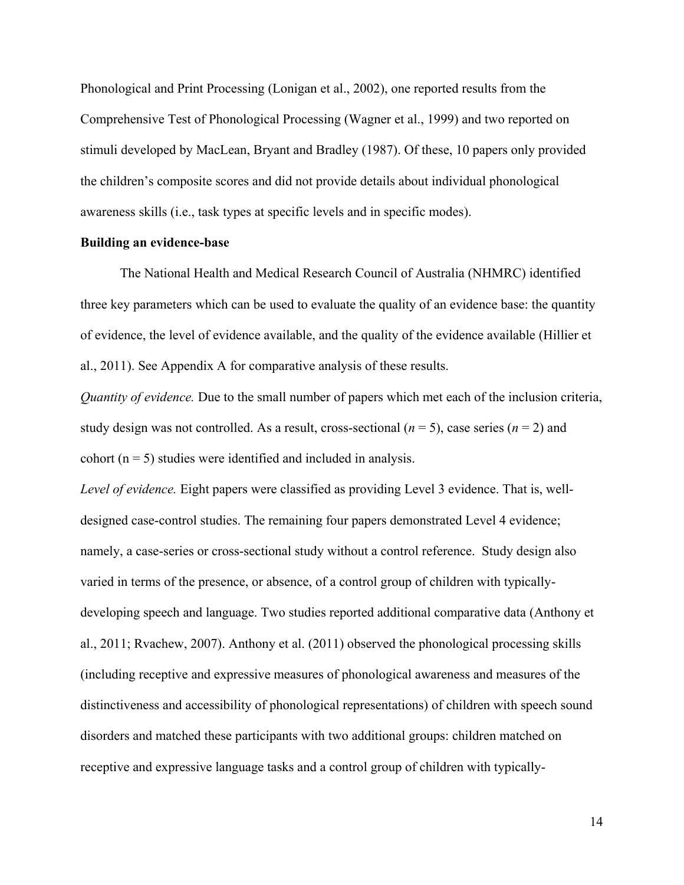Phonological and Print Processing (Lonigan et al., 2002), one reported results from the Comprehensive Test of Phonological Processing (Wagner et al., 1999) and two reported on stimuli developed by MacLean, Bryant and Bradley (1987). Of these, 10 papers only provided the children's composite scores and did not provide details about individual phonological awareness skills (i.e., task types at specific levels and in specific modes).

**Building an evidence-base**

The National Health and Medical Research Council of Australia (NHMRC) identified three key parameters which can be used to evaluate the quality of an evidence base: the quantity of evidence, the level of evidence available, and the quality of the evidence available (Hillier et al., 2011). See Appendix A for comparative analysis of these results.

*Quantity of evidence.* Due to the small number of papers which met each of the inclusion criteria, study design was not controlled. As a result, cross-sectional (*n* = 5), case series (*n* = 2) and cohort (n = 5) studies were identified and included in analysis.

*Level of evidence.* Eight papers were classified as providing Level 3 evidence. That is, well-designed case-control studies. The remaining four papers demonstrated Level 4 evidence; namely, a case-series or cross-sectional study without a control reference. Study design also varied in terms of the presence, or absence, of a control group of children with typically-developing speech and language. Two studies reported additional comparative data (Anthony et al., 2011; Rvachew, 2007). Anthony et al. (2011) observed the phonological processing skills (including receptive and expressive measures of phonological awareness and measures of the distinctiveness and accessibility of phonological representations) of children with speech sound disorders and matched these participants with two additional groups: children matched on receptive and expressive language tasks and a control group of children with typically-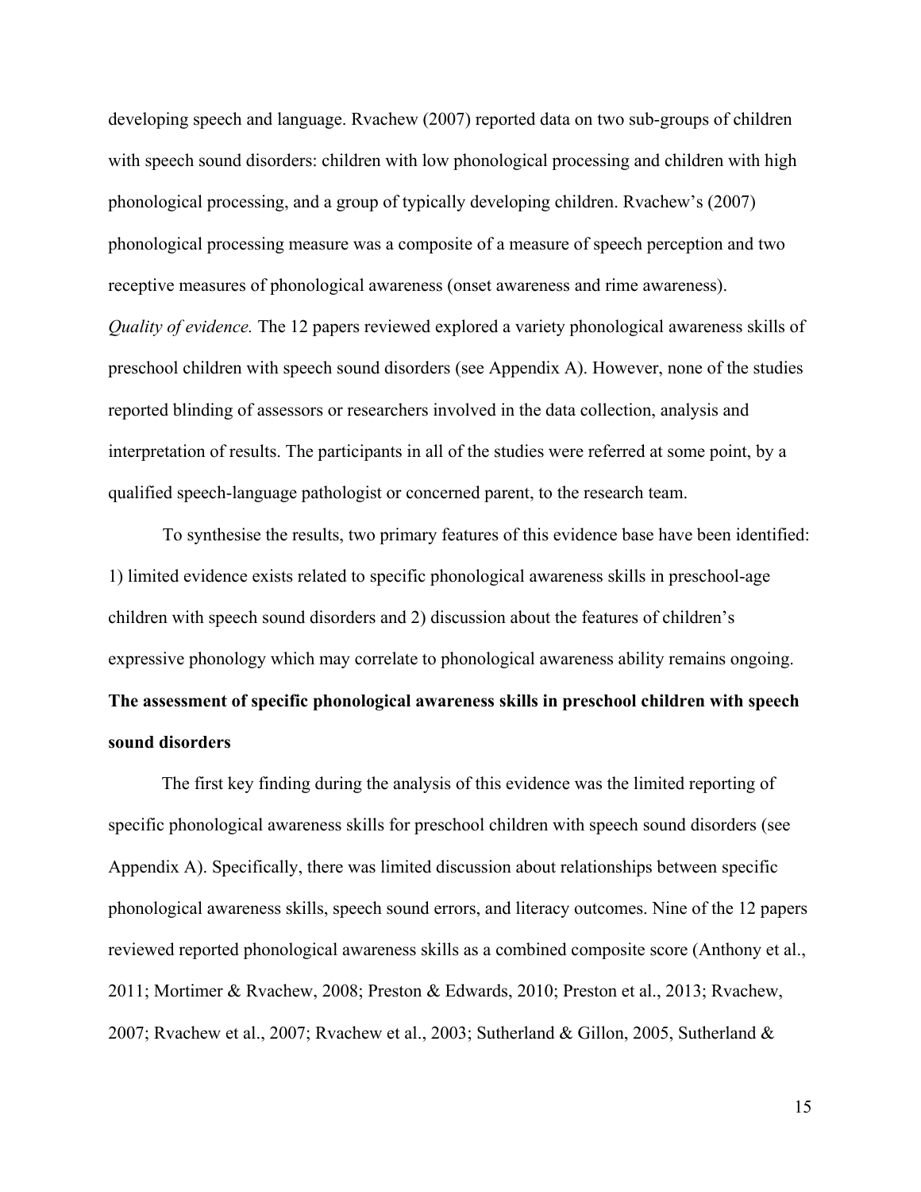developing speech and language. Rvachew (2007) reported data on two sub-groups of children with speech sound disorders: children with low phonological processing and children with high phonological processing, and a group of typically developing children. Rvachew's (2007) phonological processing measure was a composite of a measure of speech perception and two receptive measures of phonological awareness (onset awareness and rime awareness).

*Quality of evidence.* The 12 papers reviewed explored a variety phonological awareness skills of preschool children with speech sound disorders (see Appendix A). However, none of the studies reported blinding of assessors or researchers involved in the data collection, analysis and interpretation of results. The participants in all of the studies were referred at some point, by a qualified speech-language pathologist or concerned parent, to the research team.

To synthesise the results, two primary features of this evidence base have been identified: 1) limited evidence exists related to specific phonological awareness skills in preschool-age children with speech sound disorders and 2) discussion about the features of children's expressive phonology which may correlate to phonological awareness ability remains ongoing.

**The assessment of specific phonological awareness skills in preschool children with speech sound disorders**

The first key finding during the analysis of this evidence was the limited reporting of specific phonological awareness skills for preschool children with speech sound disorders (see Appendix A). Specifically, there was limited discussion about relationships between specific phonological awareness skills, speech sound errors, and literacy outcomes. Nine of the 12 papers reviewed reported phonological awareness skills as a combined composite score (Anthony et al., 2011; Mortimer & Rvachew, 2008; Preston & Edwards, 2010; Preston et al., 2013; Rvachew, 2007; Rvachew et al., 2007; Rvachew et al., 2003; Sutherland & Gillon, 2005, Sutherland &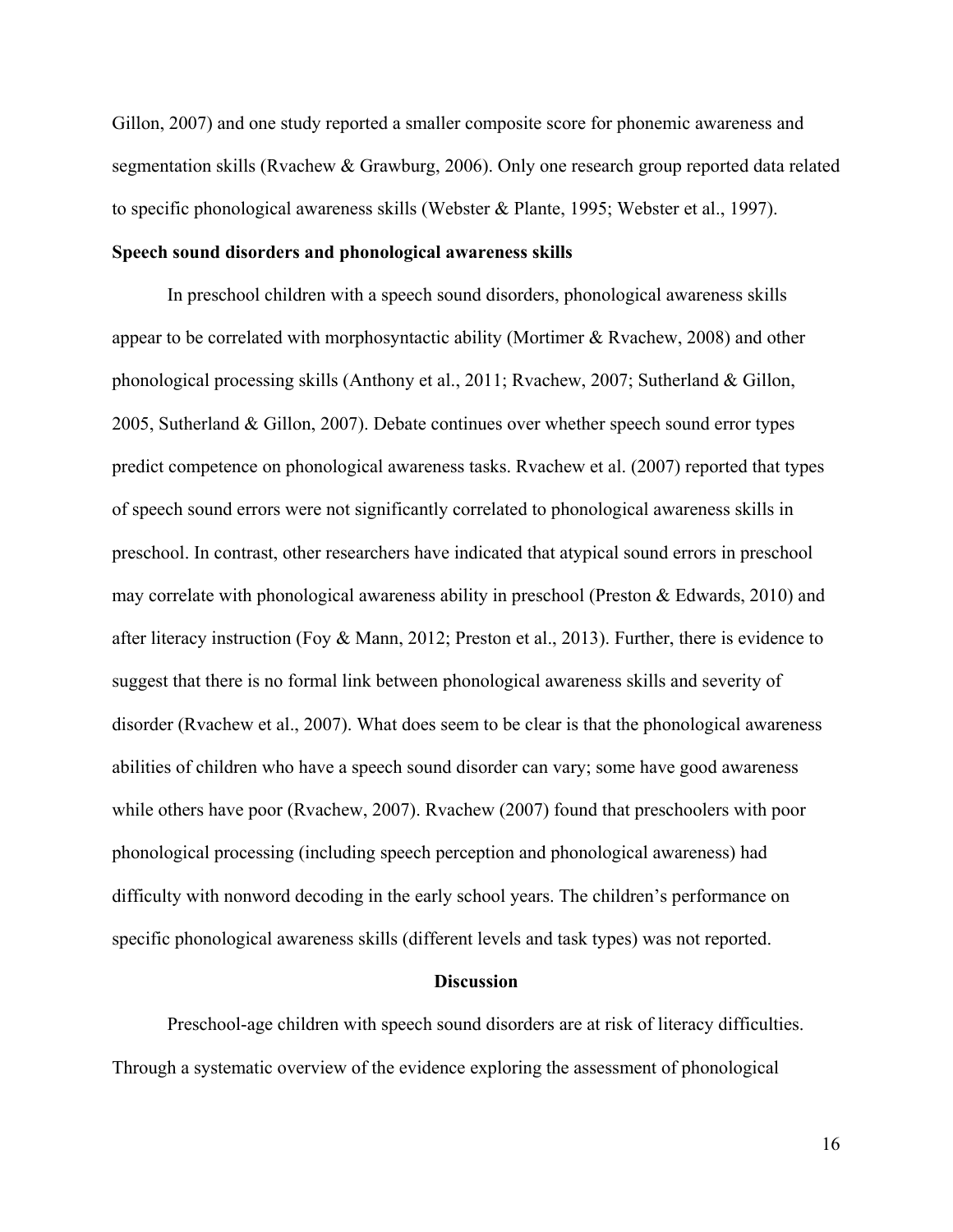Gillon, 2007) and one study reported a smaller composite score for phonemic awareness and segmentation skills (Rvachew & Grawburg, 2006). Only one research group reported data related to specific phonological awareness skills (Webster & Plante, 1995; Webster et al., 1997).

**Speech sound disorders and phonological awareness skills**

In preschool children with a speech sound disorders, phonological awareness skills appear to be correlated with morphosyntactic ability (Mortimer & Rvachew, 2008) and other phonological processing skills (Anthony et al., 2011; Rvachew, 2007; Sutherland & Gillon, 2005, Sutherland & Gillon, 2007). Debate continues over whether speech sound error types predict competence on phonological awareness tasks. Rvachew et al. (2007) reported that types of speech sound errors were not significantly correlated to phonological awareness skills in preschool. In contrast, other researchers have indicated that atypical sound errors in preschool may correlate with phonological awareness ability in preschool (Preston & Edwards, 2010) and after literacy instruction (Foy & Mann, 2012; Preston et al., 2013). Further, there is evidence to suggest that there is no formal link between phonological awareness skills and severity of disorder (Rvachew et al., 2007). What does seem to be clear is that the phonological awareness abilities of children who have a speech sound disorder can vary; some have good awareness while others have poor (Rvachew, 2007). Rvachew (2007) found that preschoolers with poor phonological processing (including speech perception and phonological awareness) had difficulty with nonword decoding in the early school years. The children's performance on specific phonological awareness skills (different levels and task types) was not reported.

## Discussion

Preschool-age children with speech sound disorders are at risk of literacy difficulties. Through a systematic overview of the evidence exploring the assessment of phonological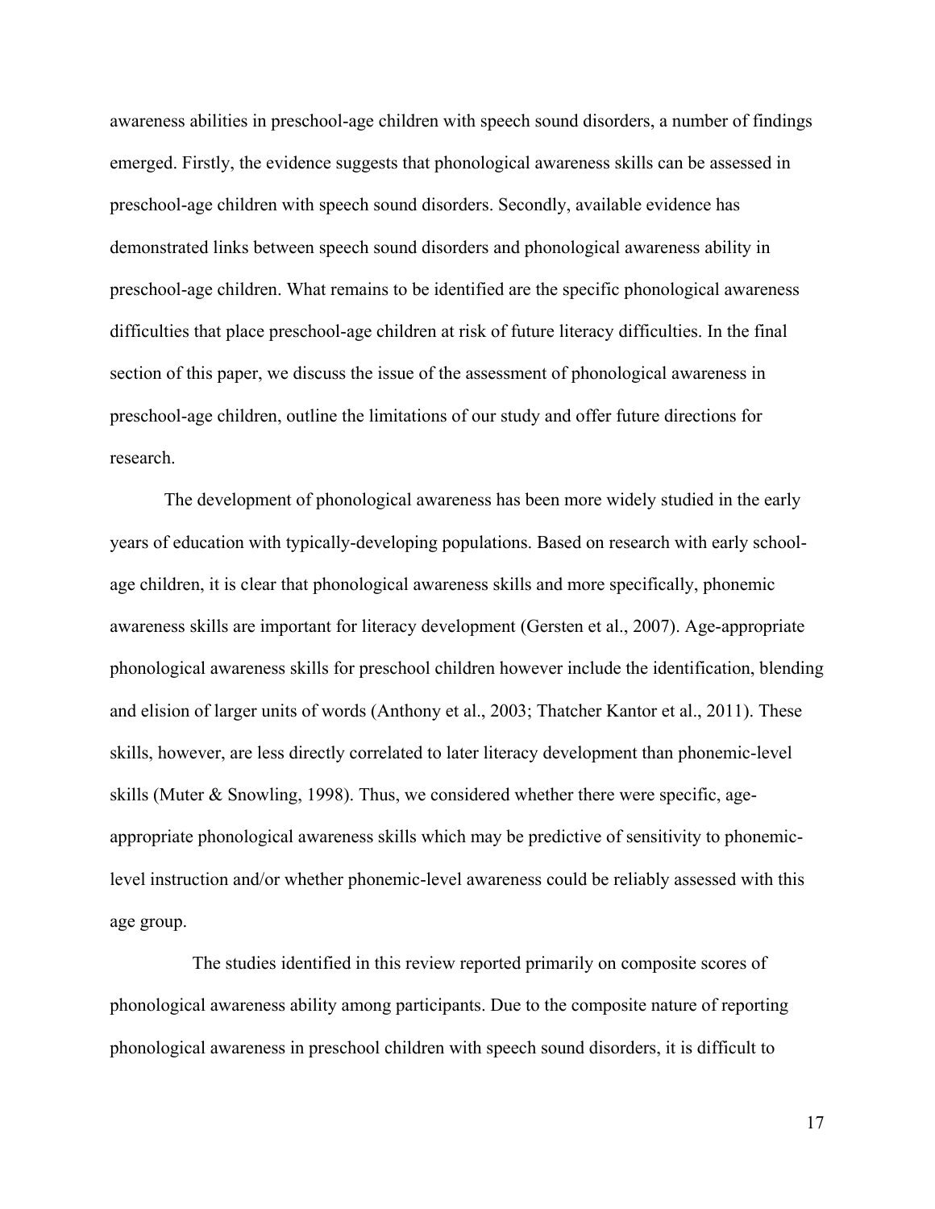awareness abilities in preschool-age children with speech sound disorders, a number of findings emerged. Firstly, the evidence suggests that phonological awareness skills can be assessed in preschool-age children with speech sound disorders. Secondly, available evidence has demonstrated links between speech sound disorders and phonological awareness ability in preschool-age children. What remains to be identified are the specific phonological awareness difficulties that place preschool-age children at risk of future literacy difficulties. In the final section of this paper, we discuss the issue of the assessment of phonological awareness in preschool-age children, outline the limitations of our study and offer future directions for research.

The development of phonological awareness has been more widely studied in the early years of education with typically-developing populations. Based on research with early school-age children, it is clear that phonological awareness skills and more specifically, phonemic awareness skills are important for literacy development (Gersten et al., 2007). Age-appropriate phonological awareness skills for preschool children however include the identification, blending and elision of larger units of words (Anthony et al., 2003; Thatcher Kantor et al., 2011). These skills, however, are less directly correlated to later literacy development than phonemic-level skills (Muter & Snowling, 1998). Thus, we considered whether there were specific, age-appropriate phonological awareness skills which may be predictive of sensitivity to phonemic-level instruction and/or whether phonemic-level awareness could be reliably assessed with this age group.

The studies identified in this review reported primarily on composite scores of phonological awareness ability among participants. Due to the composite nature of reporting phonological awareness in preschool children with speech sound disorders, it is difficult to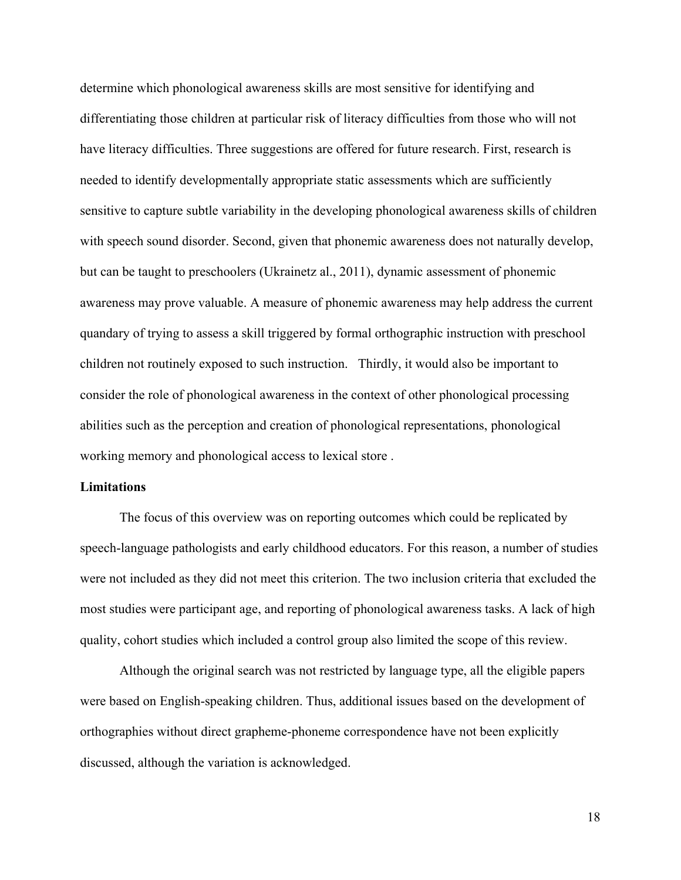determine which phonological awareness skills are most sensitive for identifying and differentiating those children at particular risk of literacy difficulties from those who will not have literacy difficulties. Three suggestions are offered for future research. First, research is needed to identify developmentally appropriate static assessments which are sufficiently sensitive to capture subtle variability in the developing phonological awareness skills of children with speech sound disorder. Second, given that phonemic awareness does not naturally develop, but can be taught to preschoolers (Ukrainetz al., 2011), dynamic assessment of phonemic awareness may prove valuable. A measure of phonemic awareness may help address the current quandary of trying to assess a skill triggered by formal orthographic instruction with preschool children not routinely exposed to such instruction. Thirdly, it would also be important to consider the role of phonological awareness in the context of other phonological processing abilities such as the perception and creation of phonological representations, phonological working memory and phonological access to lexical store .

**Limitations**

The focus of this overview was on reporting outcomes which could be replicated by speech-language pathologists and early childhood educators. For this reason, a number of studies were not included as they did not meet this criterion. The two inclusion criteria that excluded the most studies were participant age, and reporting of phonological awareness tasks. A lack of high quality, cohort studies which included a control group also limited the scope of this review.

Although the original search was not restricted by language type, all the eligible papers were based on English-speaking children. Thus, additional issues based on the development of orthographies without direct grapheme-phoneme correspondence have not been explicitly discussed, although the variation is acknowledged.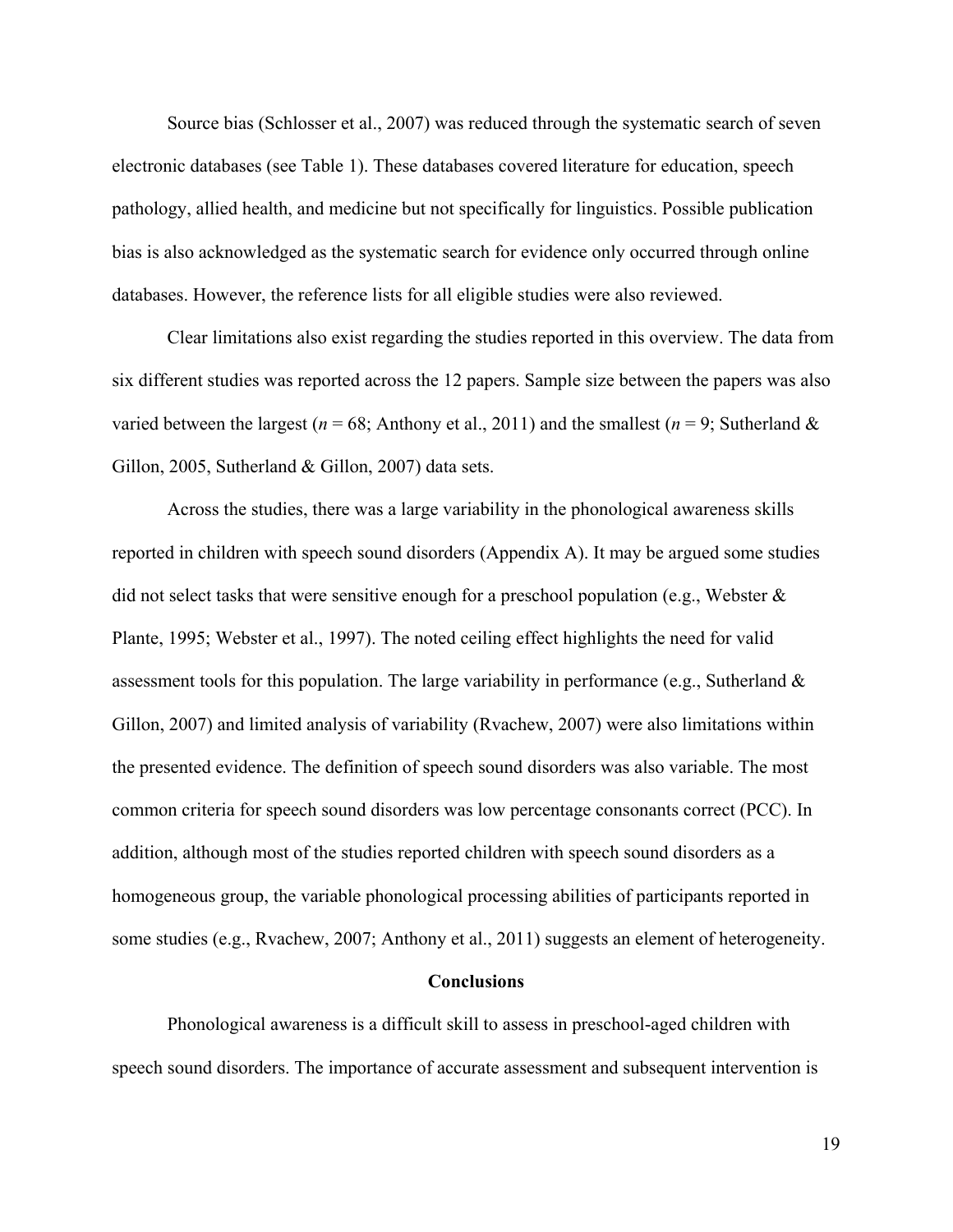Source bias (Schlosser et al., 2007) was reduced through the systematic search of seven electronic databases (see Table 1). These databases covered literature for education, speech pathology, allied health, and medicine but not specifically for linguistics. Possible publication bias is also acknowledged as the systematic search for evidence only occurred through online databases. However, the reference lists for all eligible studies were also reviewed.

Clear limitations also exist regarding the studies reported in this overview. The data from six different studies was reported across the 12 papers. Sample size between the papers was also varied between the largest (*n* = 68; Anthony et al., 2011) and the smallest (*n* = 9; Sutherland & Gillon, 2005, Sutherland & Gillon, 2007) data sets.

Across the studies, there was a large variability in the phonological awareness skills reported in children with speech sound disorders (Appendix A). It may be argued some studies did not select tasks that were sensitive enough for a preschool population (e.g., Webster & Plante, 1995; Webster et al., 1997). The noted ceiling effect highlights the need for valid assessment tools for this population. The large variability in performance (e.g., Sutherland & Gillon, 2007) and limited analysis of variability (Rvachew, 2007) were also limitations within the presented evidence. The definition of speech sound disorders was also variable. The most common criteria for speech sound disorders was low percentage consonants correct (PCC). In addition, although most of the studies reported children with speech sound disorders as a homogeneous group, the variable phonological processing abilities of participants reported in some studies (e.g., Rvachew, 2007; Anthony et al., 2011) suggests an element of heterogeneity.

## Conclusions

Phonological awareness is a difficult skill to assess in preschool-aged children with speech sound disorders. The importance of accurate assessment and subsequent intervention is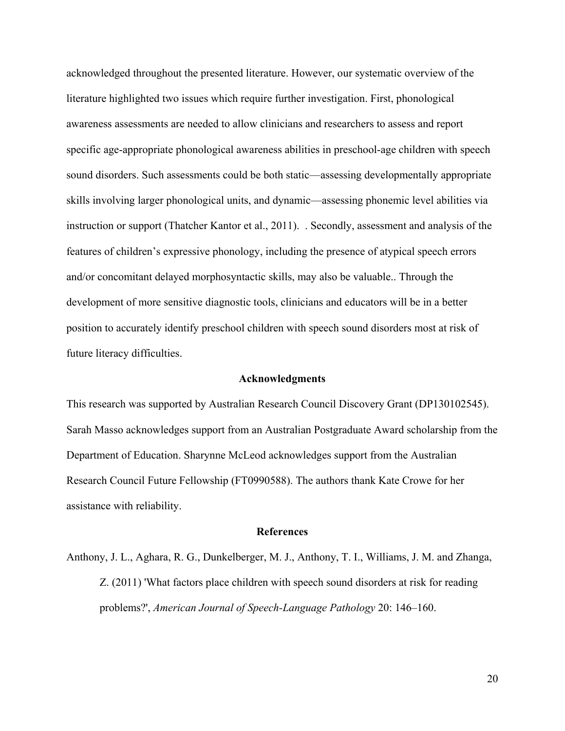acknowledged throughout the presented literature. However, our systematic overview of the literature highlighted two issues which require further investigation. First, phonological awareness assessments are needed to allow clinicians and researchers to assess and report specific age-appropriate phonological awareness abilities in preschool-age children with speech sound disorders. Such assessments could be both static—assessing developmentally appropriate skills involving larger phonological units, and dynamic—assessing phonemic level abilities via instruction or support (Thatcher Kantor et al., 2011).  . Secondly, assessment and analysis of the features of children's expressive phonology, including the presence of atypical speech errors and/or concomitant delayed morphosyntactic skills, may also be valuable.. Through the development of more sensitive diagnostic tools, clinicians and educators will be in a better position to accurately identify preschool children with speech sound disorders most at risk of future literacy difficulties.

## Acknowledgments

This research was supported by Australian Research Council Discovery Grant (DP130102545). Sarah Masso acknowledges support from an Australian Postgraduate Award scholarship from the Department of Education. Sharynne McLeod acknowledges support from the Australian Research Council Future Fellowship (FT0990588). The authors thank Kate Crowe for her assistance with reliability.

## References

Anthony, J. L., Aghara, R. G., Dunkelberger, M. J., Anthony, T. I., Williams, J. M. and Zhanga, Z. (2011) 'What factors place children with speech sound disorders at risk for reading problems?', *American Journal of Speech-Language Pathology* 20: 146–160.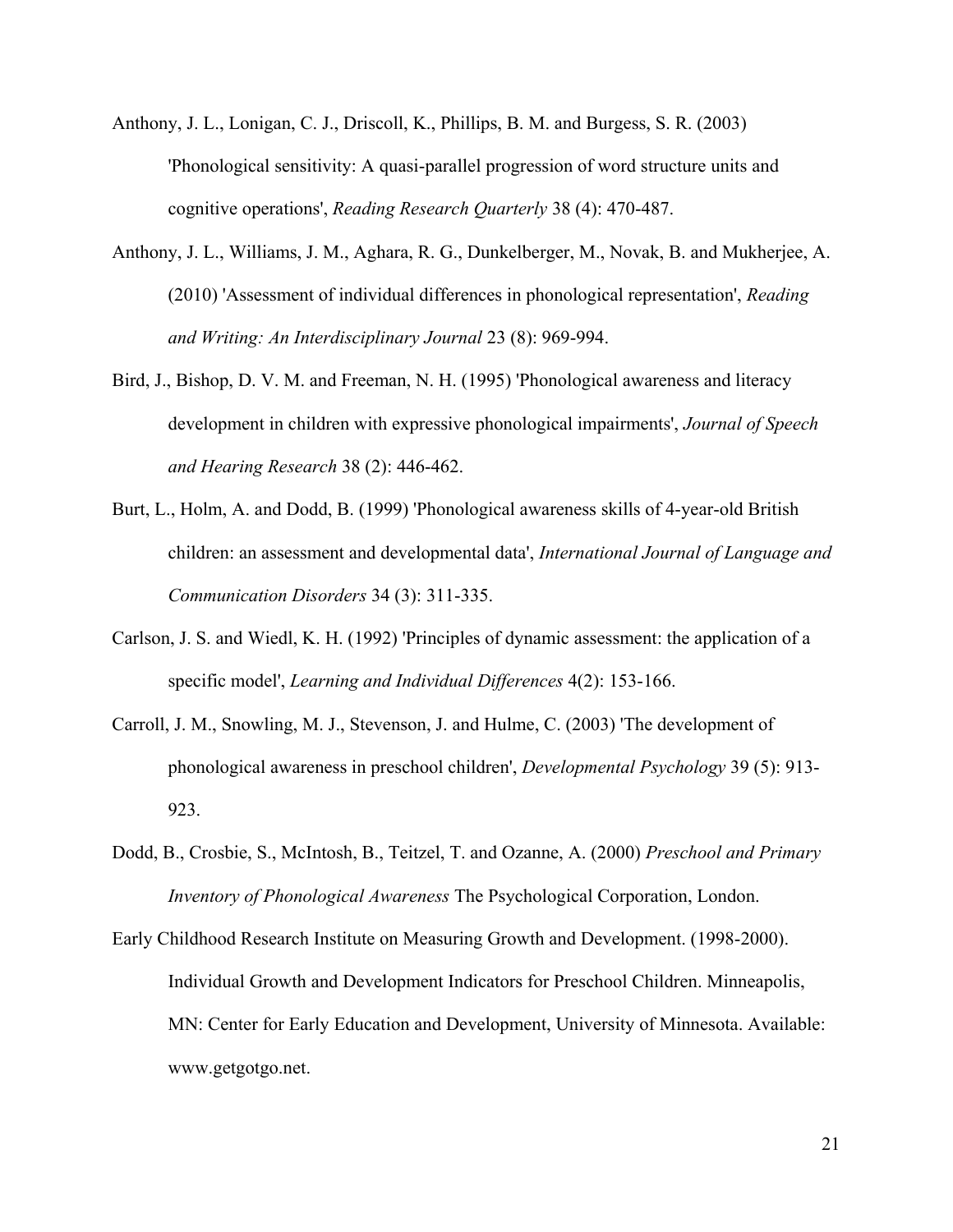Anthony, J. L., Lonigan, C. J., Driscoll, K., Phillips, B. M. and Burgess, S. R. (2003) 'Phonological sensitivity: A quasi-parallel progression of word structure units and cognitive operations', *Reading Research Quarterly* 38 (4): 470-487.

Anthony, J. L., Williams, J. M., Aghara, R. G., Dunkelberger, M., Novak, B. and Mukherjee, A. (2010) 'Assessment of individual differences in phonological representation', *Reading and Writing: An Interdisciplinary Journal* 23 (8): 969-994.

Bird, J., Bishop, D. V. M. and Freeman, N. H. (1995) 'Phonological awareness and literacy development in children with expressive phonological impairments', *Journal of Speech and Hearing Research* 38 (2): 446-462.

Burt, L., Holm, A. and Dodd, B. (1999) 'Phonological awareness skills of 4-year-old British children: an assessment and developmental data', *International Journal of Language and Communication Disorders* 34 (3): 311-335.

Carlson, J. S. and Wiedl, K. H. (1992) 'Principles of dynamic assessment: the application of a specific model', *Learning and Individual Differences* 4(2): 153-166.

Carroll, J. M., Snowling, M. J., Stevenson, J. and Hulme, C. (2003) 'The development of phonological awareness in preschool children', *Developmental Psychology* 39 (5): 913-923.

Dodd, B., Crosbie, S., McIntosh, B., Teitzel, T. and Ozanne, A. (2000) *Preschool and Primary Inventory of Phonological Awareness* The Psychological Corporation, London.

Early Childhood Research Institute on Measuring Growth and Development. (1998-2000). Individual Growth and Development Indicators for Preschool Children. Minneapolis, MN: Center for Early Education and Development, University of Minnesota. Available: www.getgotgo.net.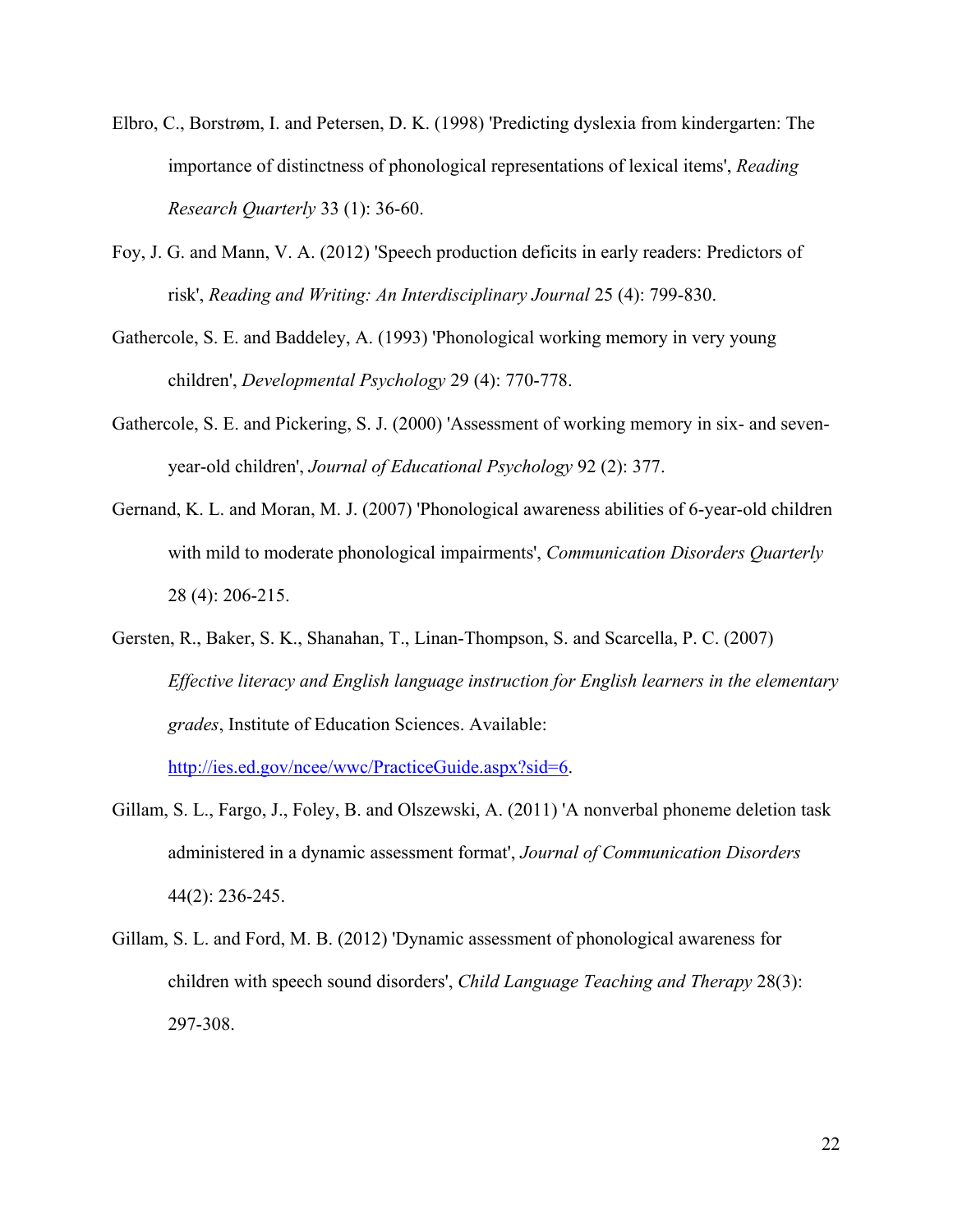Elbro, C., Borstrøm, I. and Petersen, D. K. (1998) 'Predicting dyslexia from kindergarten: The importance of distinctness of phonological representations of lexical items', *Reading Research Quarterly* 33 (1): 36-60.

Foy, J. G. and Mann, V. A. (2012) 'Speech production deficits in early readers: Predictors of risk', *Reading and Writing: An Interdisciplinary Journal* 25 (4): 799-830.

Gathercole, S. E. and Baddeley, A. (1993) 'Phonological working memory in very young children', *Developmental Psychology* 29 (4): 770-778.

Gathercole, S. E. and Pickering, S. J. (2000) 'Assessment of working memory in six- and seven-year-old children', *Journal of Educational Psychology* 92 (2): 377.

Gernand, K. L. and Moran, M. J. (2007) 'Phonological awareness abilities of 6-year-old children with mild to moderate phonological impairments', *Communication Disorders Quarterly* 28 (4): 206-215.

Gersten, R., Baker, S. K., Shanahan, T., Linan-Thompson, S. and Scarcella, P. C. (2007) *Effective literacy and English language instruction for English learners in the elementary grades*, Institute of Education Sciences. Available: http://ies.ed.gov/ncee/wwc/PracticeGuide.aspx?sid=6.

Gillam, S. L., Fargo, J., Foley, B. and Olszewski, A. (2011) 'A nonverbal phoneme deletion task administered in a dynamic assessment format', *Journal of Communication Disorders* 44(2): 236-245.

Gillam, S. L. and Ford, M. B. (2012) 'Dynamic assessment of phonological awareness for children with speech sound disorders', *Child Language Teaching and Therapy* 28(3): 297-308.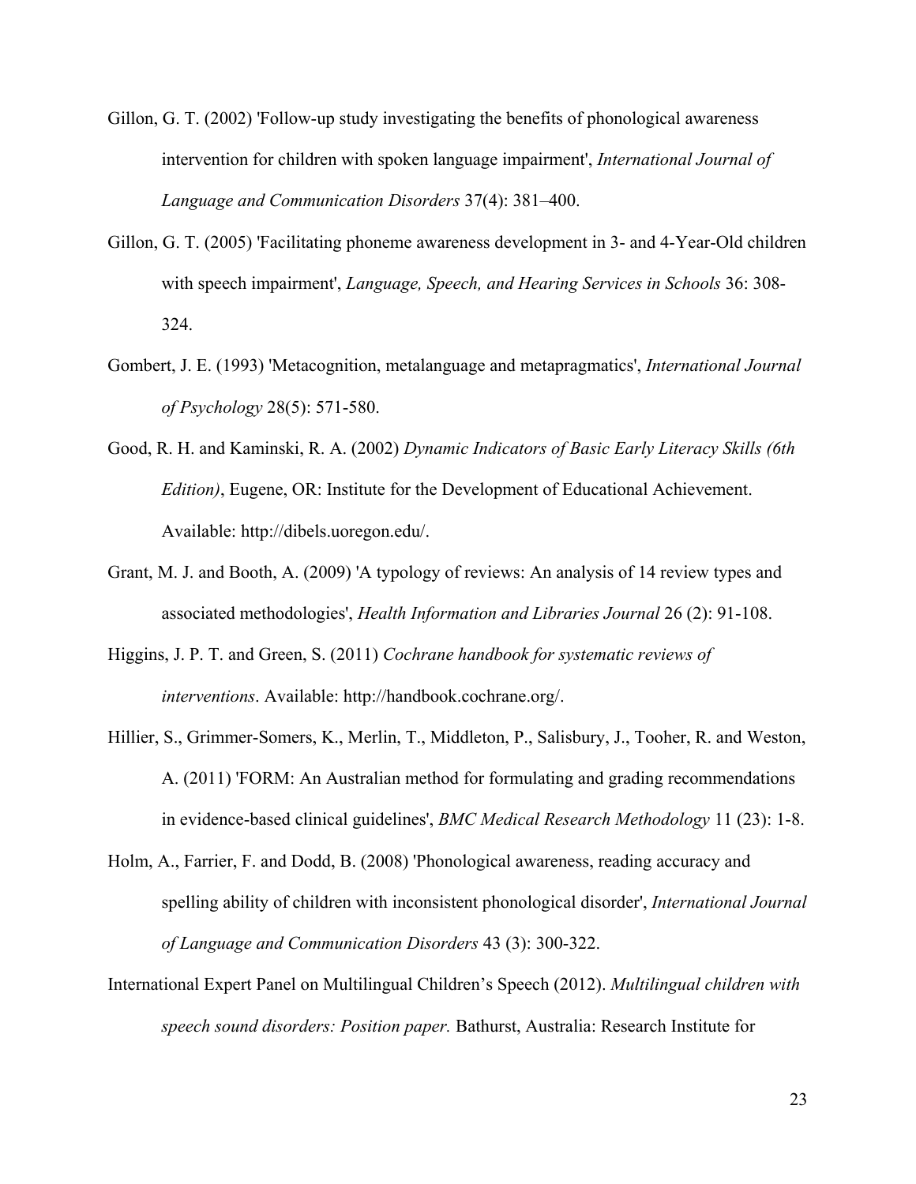Gillon, G. T. (2002) 'Follow-up study investigating the benefits of phonological awareness intervention for children with spoken language impairment', *International Journal of Language and Communication Disorders* 37(4): 381–400.

Gillon, G. T. (2005) 'Facilitating phoneme awareness development in 3- and 4-Year-Old children with speech impairment', *Language, Speech, and Hearing Services in Schools* 36: 308-324.

Gombert, J. E. (1993) 'Metacognition, metalanguage and metapragmatics', *International Journal of Psychology* 28(5): 571-580.

Good, R. H. and Kaminski, R. A. (2002) *Dynamic Indicators of Basic Early Literacy Skills (6th Edition)*, Eugene, OR: Institute for the Development of Educational Achievement. Available: http://dibels.uoregon.edu/.

Grant, M. J. and Booth, A. (2009) 'A typology of reviews: An analysis of 14 review types and associated methodologies', *Health Information and Libraries Journal* 26 (2): 91-108.

Higgins, J. P. T. and Green, S. (2011) *Cochrane handbook for systematic reviews of interventions*. Available: http://handbook.cochrane.org/.

Hillier, S., Grimmer-Somers, K., Merlin, T., Middleton, P., Salisbury, J., Tooher, R. and Weston, A. (2011) 'FORM: An Australian method for formulating and grading recommendations in evidence-based clinical guidelines', *BMC Medical Research Methodology* 11 (23): 1-8.

Holm, A., Farrier, F. and Dodd, B. (2008) 'Phonological awareness, reading accuracy and spelling ability of children with inconsistent phonological disorder', *International Journal of Language and Communication Disorders* 43 (3): 300-322.

International Expert Panel on Multilingual Children's Speech (2012). *Multilingual children with speech sound disorders: Position paper.* Bathurst, Australia: Research Institute for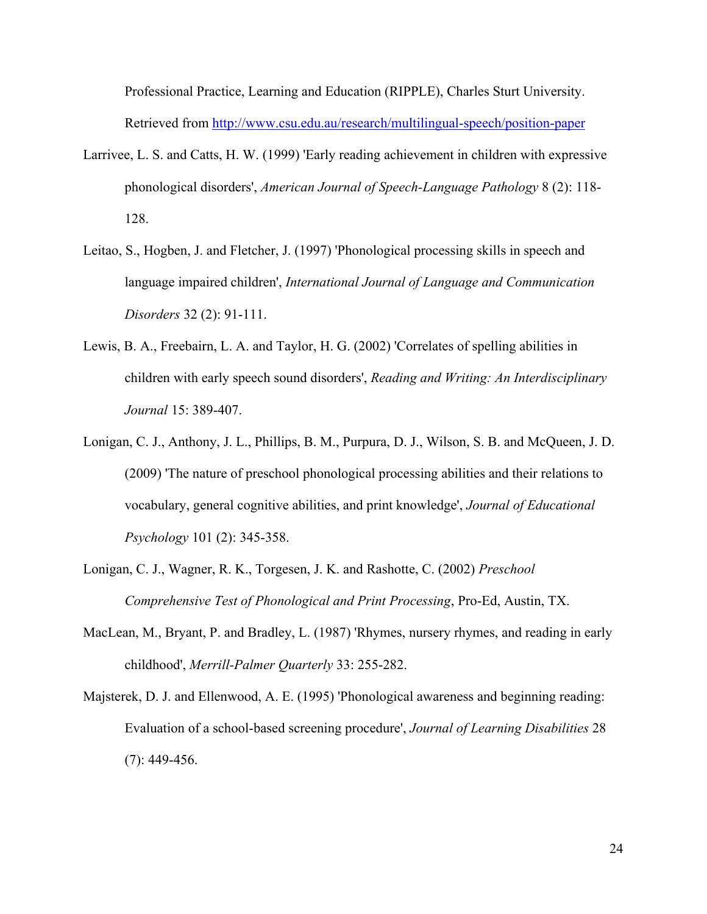Professional Practice, Learning and Education (RIPPLE), Charles Sturt University. Retrieved from http://www.csu.edu.au/research/multilingual-speech/position-paper

Larrivee, L. S. and Catts, H. W. (1999) 'Early reading achievement in children with expressive phonological disorders', *American Journal of Speech-Language Pathology* 8 (2): 118-128.

Leitao, S., Hogben, J. and Fletcher, J. (1997) 'Phonological processing skills in speech and language impaired children', *International Journal of Language and Communication Disorders* 32 (2): 91-111.

Lewis, B. A., Freebairn, L. A. and Taylor, H. G. (2002) 'Correlates of spelling abilities in children with early speech sound disorders', *Reading and Writing: An Interdisciplinary Journal* 15: 389-407.

Lonigan, C. J., Anthony, J. L., Phillips, B. M., Purpura, D. J., Wilson, S. B. and McQueen, J. D. (2009) 'The nature of preschool phonological processing abilities and their relations to vocabulary, general cognitive abilities, and print knowledge', *Journal of Educational Psychology* 101 (2): 345-358.

Lonigan, C. J., Wagner, R. K., Torgesen, J. K. and Rashotte, C. (2002) *Preschool Comprehensive Test of Phonological and Print Processing*, Pro-Ed, Austin, TX.

MacLean, M., Bryant, P. and Bradley, L. (1987) 'Rhymes, nursery rhymes, and reading in early childhood', *Merrill-Palmer Quarterly* 33: 255-282.

Majsterek, D. J. and Ellenwood, A. E. (1995) 'Phonological awareness and beginning reading: Evaluation of a school-based screening procedure', *Journal of Learning Disabilities* 28 (7): 449-456.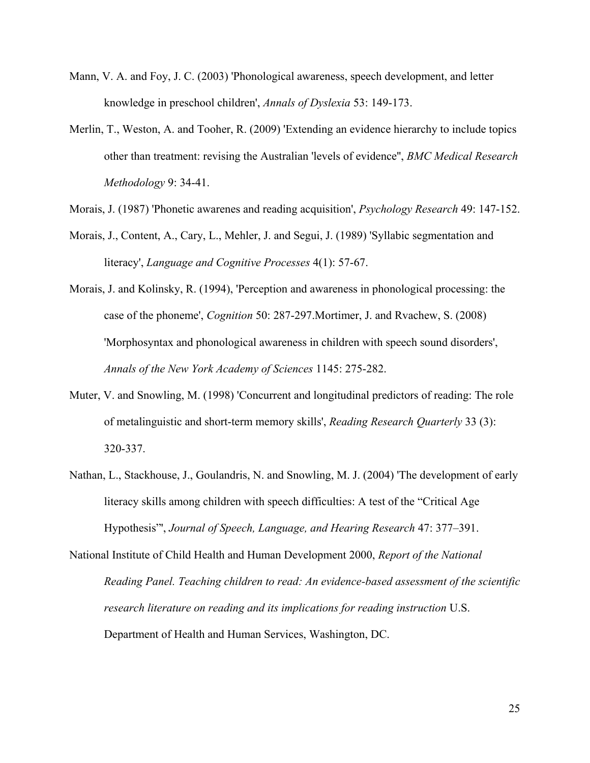Mann, V. A. and Foy, J. C. (2003) 'Phonological awareness, speech development, and letter knowledge in preschool children', *Annals of Dyslexia* 53: 149-173.

Merlin, T., Weston, A. and Tooher, R. (2009) 'Extending an evidence hierarchy to include topics other than treatment: revising the Australian 'levels of evidence'', *BMC Medical Research Methodology* 9: 34-41.

Morais, J. (1987) 'Phonetic awarenes and reading acquisition', *Psychology Research* 49: 147-152.

Morais, J., Content, A., Cary, L., Mehler, J. and Segui, J. (1989) 'Syllabic segmentation and literacy', *Language and Cognitive Processes* 4(1): 57-67.

Morais, J. and Kolinsky, R. (1994), 'Perception and awareness in phonological processing: the case of the phoneme', *Cognition* 50: 287-297.Mortimer, J. and Rvachew, S. (2008) 'Morphosyntax and phonological awareness in children with speech sound disorders', *Annals of the New York Academy of Sciences* 1145: 275-282.

Muter, V. and Snowling, M. (1998) 'Concurrent and longitudinal predictors of reading: The role of metalinguistic and short-term memory skills', *Reading Research Quarterly* 33 (3): 320-337.

Nathan, L., Stackhouse, J., Goulandris, N. and Snowling, M. J. (2004) 'The development of early literacy skills among children with speech difficulties: A test of the "Critical Age Hypothesis"', *Journal of Speech, Language, and Hearing Research* 47: 377–391.

National Institute of Child Health and Human Development 2000, *Report of the National Reading Panel. Teaching children to read: An evidence-based assessment of the scientific research literature on reading and its implications for reading instruction* U.S. Department of Health and Human Services, Washington, DC.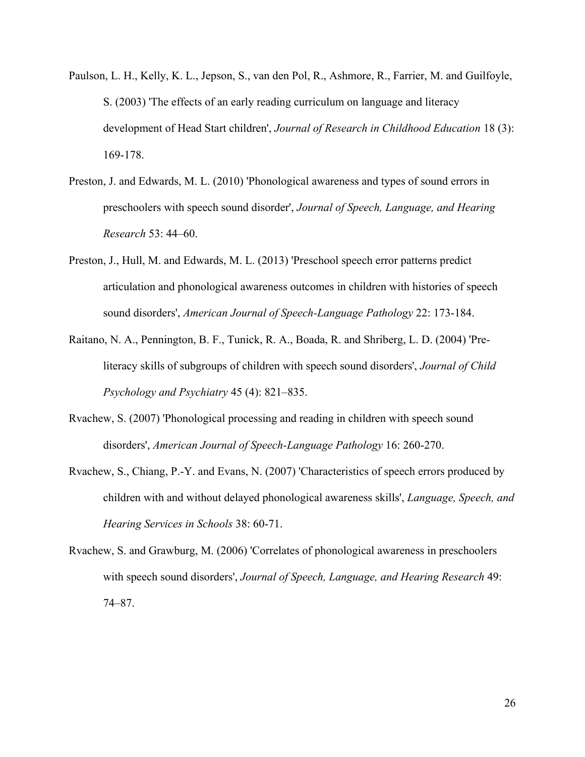Paulson, L. H., Kelly, K. L., Jepson, S., van den Pol, R., Ashmore, R., Farrier, M. and Guilfoyle, S. (2003) 'The effects of an early reading curriculum on language and literacy development of Head Start children', *Journal of Research in Childhood Education* 18 (3): 169-178.

Preston, J. and Edwards, M. L. (2010) 'Phonological awareness and types of sound errors in preschoolers with speech sound disorder', *Journal of Speech, Language, and Hearing Research* 53: 44–60.

Preston, J., Hull, M. and Edwards, M. L. (2013) 'Preschool speech error patterns predict articulation and phonological awareness outcomes in children with histories of speech sound disorders', *American Journal of Speech-Language Pathology* 22: 173-184.

Raitano, N. A., Pennington, B. F., Tunick, R. A., Boada, R. and Shriberg, L. D. (2004) 'Pre-literacy skills of subgroups of children with speech sound disorders', *Journal of Child Psychology and Psychiatry* 45 (4): 821–835.

Rvachew, S. (2007) 'Phonological processing and reading in children with speech sound disorders', *American Journal of Speech-Language Pathology* 16: 260-270.

Rvachew, S., Chiang, P.-Y. and Evans, N. (2007) 'Characteristics of speech errors produced by children with and without delayed phonological awareness skills', *Language, Speech, and Hearing Services in Schools* 38: 60-71.

Rvachew, S. and Grawburg, M. (2006) 'Correlates of phonological awareness in preschoolers with speech sound disorders', *Journal of Speech, Language, and Hearing Research* 49: 74–87.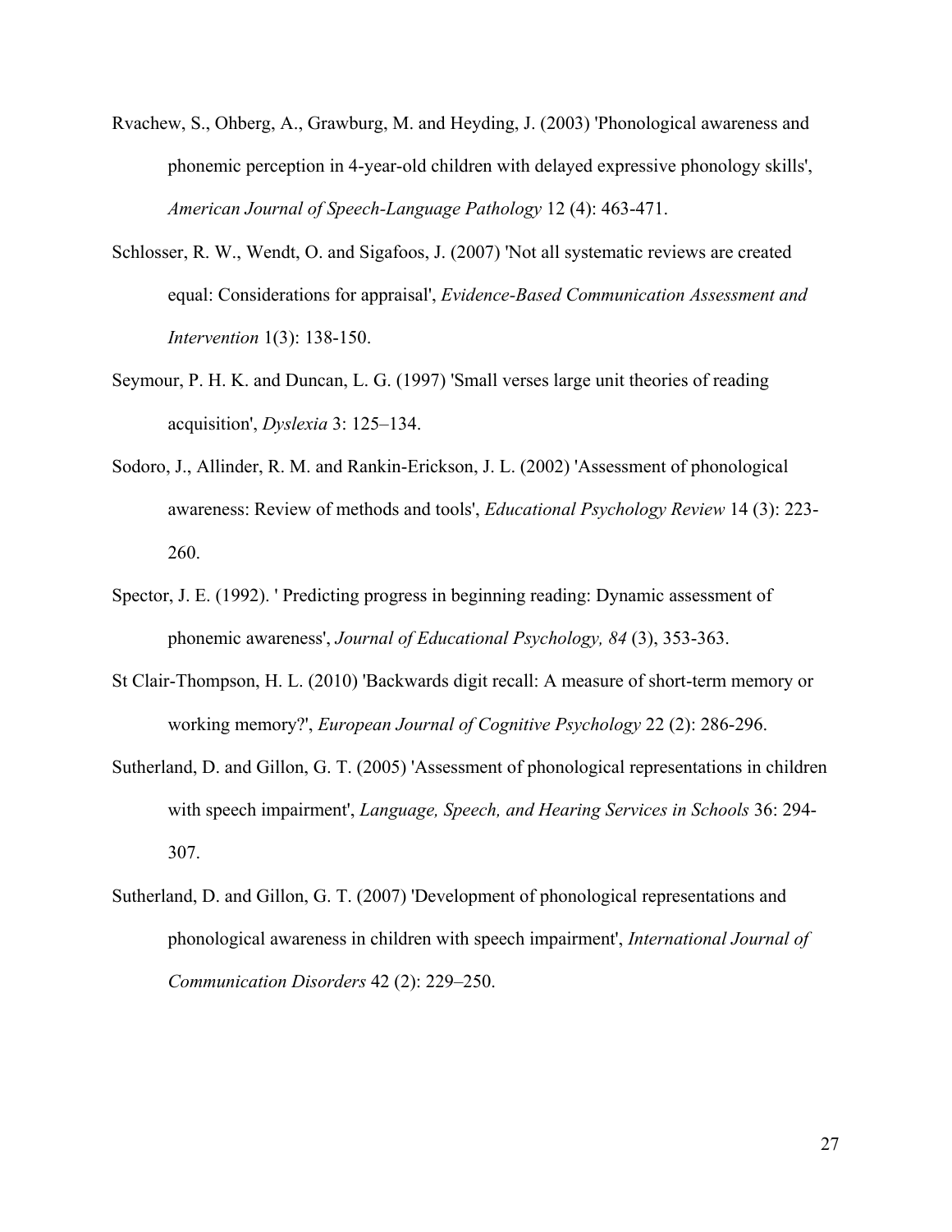Rvachew, S., Ohberg, A., Grawburg, M. and Heyding, J. (2003) 'Phonological awareness and phonemic perception in 4-year-old children with delayed expressive phonology skills', *American Journal of Speech-Language Pathology* 12 (4): 463-471.

Schlosser, R. W., Wendt, O. and Sigafoos, J. (2007) 'Not all systematic reviews are created equal: Considerations for appraisal', *Evidence-Based Communication Assessment and Intervention* 1(3): 138-150.

Seymour, P. H. K. and Duncan, L. G. (1997) 'Small verses large unit theories of reading acquisition', *Dyslexia* 3: 125–134.

Sodoro, J., Allinder, R. M. and Rankin-Erickson, J. L. (2002) 'Assessment of phonological awareness: Review of methods and tools', *Educational Psychology Review* 14 (3): 223-260.

Spector, J. E. (1992). ' Predicting progress in beginning reading: Dynamic assessment of phonemic awareness', *Journal of Educational Psychology, 84* (3), 353-363.

St Clair-Thompson, H. L. (2010) 'Backwards digit recall: A measure of short-term memory or working memory?', *European Journal of Cognitive Psychology* 22 (2): 286-296.

Sutherland, D. and Gillon, G. T. (2005) 'Assessment of phonological representations in children with speech impairment', *Language, Speech, and Hearing Services in Schools* 36: 294-307.

Sutherland, D. and Gillon, G. T. (2007) 'Development of phonological representations and phonological awareness in children with speech impairment', *International Journal of Communication Disorders* 42 (2): 229–250.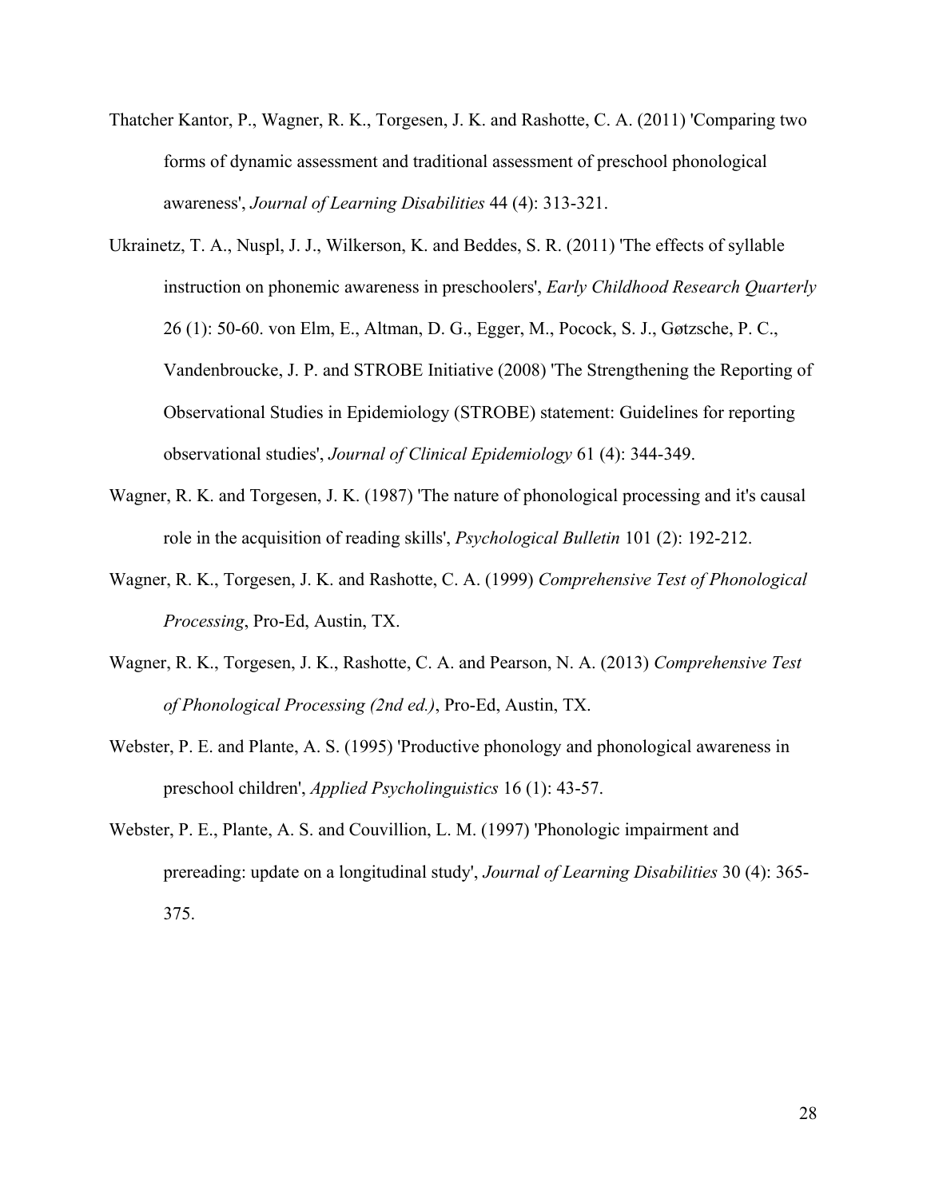Thatcher Kantor, P., Wagner, R. K., Torgesen, J. K. and Rashotte, C. A. (2011) 'Comparing two forms of dynamic assessment and traditional assessment of preschool phonological awareness', *Journal of Learning Disabilities* 44 (4): 313-321.

Ukrainetz, T. A., Nuspl, J. J., Wilkerson, K. and Beddes, S. R. (2011) 'The effects of syllable instruction on phonemic awareness in preschoolers', *Early Childhood Research Quarterly* 26 (1): 50-60. von Elm, E., Altman, D. G., Egger, M., Pocock, S. J., Gøtzsche, P. C., Vandenbroucke, J. P. and STROBE Initiative (2008) 'The Strengthening the Reporting of Observational Studies in Epidemiology (STROBE) statement: Guidelines for reporting observational studies', *Journal of Clinical Epidemiology* 61 (4): 344-349.

Wagner, R. K. and Torgesen, J. K. (1987) 'The nature of phonological processing and it's causal role in the acquisition of reading skills', *Psychological Bulletin* 101 (2): 192-212.

Wagner, R. K., Torgesen, J. K. and Rashotte, C. A. (1999) *Comprehensive Test of Phonological Processing*, Pro-Ed, Austin, TX.

Wagner, R. K., Torgesen, J. K., Rashotte, C. A. and Pearson, N. A. (2013) *Comprehensive Test of Phonological Processing (2nd ed.)*, Pro-Ed, Austin, TX.

Webster, P. E. and Plante, A. S. (1995) 'Productive phonology and phonological awareness in preschool children', *Applied Psycholinguistics* 16 (1): 43-57.

Webster, P. E., Plante, A. S. and Couvillion, L. M. (1997) 'Phonologic impairment and prereading: update on a longitudinal study', *Journal of Learning Disabilities* 30 (4): 365-375.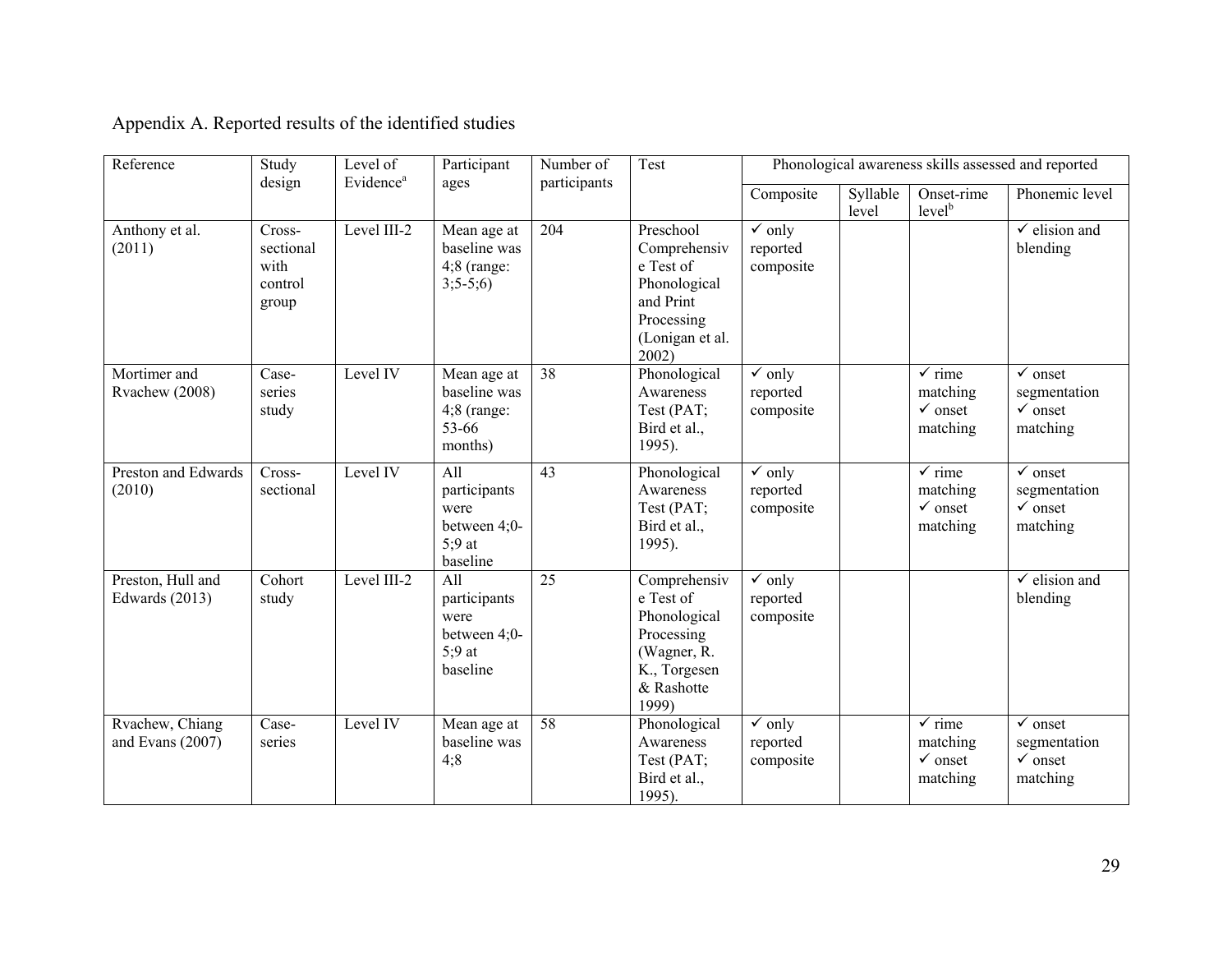Appendix A. Reported results of the identified studies

| Reference | Study design | Level of Evidence[a] | Participant ages | Number of participants | Test | Phonological awareness skills assessed and reported | | | |
|---|---|---|---|---|---|---|---|---|---|
| | | | | | | Composite | Syllable level | Onset-rime level[b] | Phonemic level |
| Anthony et al. (2011) | Cross-sectional with control group | Level III-2 | Mean age at baseline was 4;8 (range: 3;5-5;6) | 204 | Preschool Comprehensive Test of Phonological and Print Processing (Lonigan et al. 2002) | ✓ only reported composite | | | ✓ elision and blending |
| Mortimer and Rvachew (2008) | Case-series study | Level IV | Mean age at baseline was 4;8 (range: 53-66 months) | 38 | Phonological Awareness Test (PAT; Bird et al., 1995). | ✓ only reported composite | | ✓ rime matching ✓ onset matching | ✓ onset segmentation ✓ onset matching |
| Preston and Edwards (2010) | Cross-sectional | Level IV | All participants were between 4;0-5;9 at baseline | 43 | Phonological Awareness Test (PAT; Bird et al., 1995). | ✓ only reported composite | | ✓ rime matching ✓ onset matching | ✓ onset segmentation ✓ onset matching |
| Preston, Hull and Edwards (2013) | Cohort study | Level III-2 | All participants were between 4;0-5;9 at baseline | 25 | Comprehensive Test of Phonological Processing (Wagner, R. K., Torgesen & Rashotte 1999) | ✓ only reported composite | | | ✓ elision and blending |
| Rvachew, Chiang and Evans (2007) | Case-series | Level IV | Mean age at baseline was 4;8 | 58 | Phonological Awareness Test (PAT; Bird et al., 1995). | ✓ only reported composite | | ✓ rime matching ✓ onset matching | ✓ onset segmentation ✓ onset matching |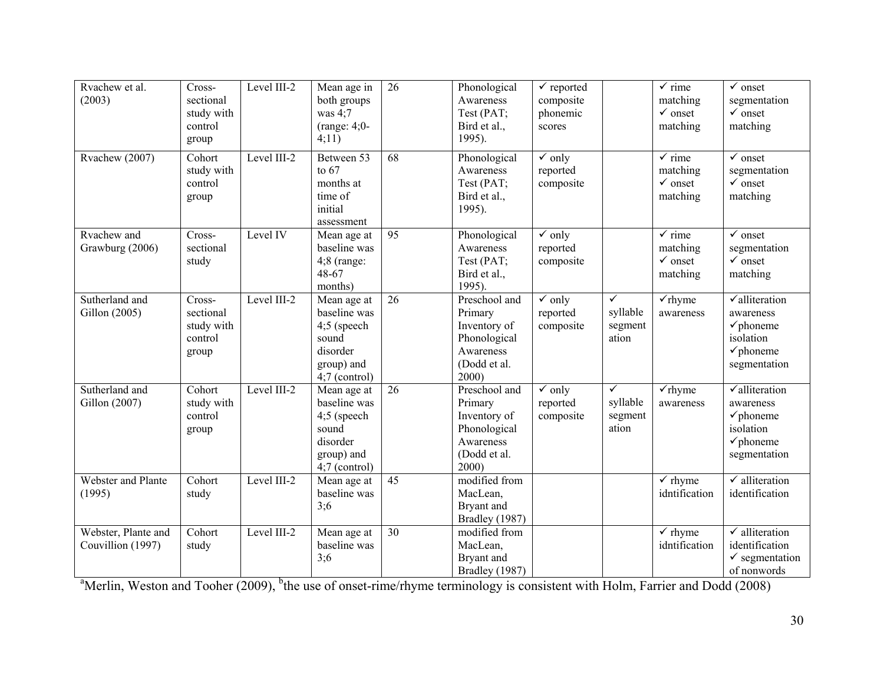| Rvachew et al. (2003) | Cross-sectional study with control group | Level III-2 | Mean age in both groups was 4;7 (range: 4;0-4;11) | 26 | Phonological Awareness Test (PAT; Bird et al., 1995). | ✓ reported composite phonemic scores | | ✓ rime matching ✓ onset matching | ✓ onset segmentation ✓ onset matching |
|---|---|---|---|---|---|---|---|---|---|
| Rvachew (2007) | Cohort study with control group | Level III-2 | Between 53 to 67 months at time of initial assessment | 68 | Phonological Awareness Test (PAT; Bird et al., 1995). | ✓ only reported composite | | ✓ rime matching ✓ onset matching | ✓ onset segmentation ✓ onset matching |
| Rvachew and Grawburg (2006) | Cross-sectional study | Level IV | Mean age at baseline was 4;8 (range: 48-67 months) | 95 | Phonological Awareness Test (PAT; Bird et al., 1995). | ✓ only reported composite | | ✓ rime matching ✓ onset matching | ✓ onset segmentation ✓ onset matching |
| Sutherland and Gillon (2005) | Cross-sectional study with control group | Level III-2 | Mean age at baseline was 4;5 (speech sound disorder group) and 4;7 (control) | 26 | Preschool and Primary Inventory of Phonological Awareness (Dodd et al. 2000) | ✓ only reported composite | ✓ syllable segmentation | ✓rhyme awareness | ✓alliteration awareness ✓phoneme isolation ✓phoneme segmentation |
| Sutherland and Gillon (2007) | Cohort study with control group | Level III-2 | Mean age at baseline was 4;5 (speech sound disorder group) and 4;7 (control) | 26 | Preschool and Primary Inventory of Phonological Awareness (Dodd et al. 2000) | ✓ only reported composite | ✓ syllable segmentation | ✓rhyme awareness | ✓alliteration awareness ✓phoneme isolation ✓phoneme segmentation |
| Webster and Plante (1995) | Cohort study | Level III-2 | Mean age at baseline was 3;6 | 45 | modified from MacLean, Bryant and Bradley (1987) | | | ✓ rhyme idntification | ✓ alliteration identification |
| Webster, Plante and Couvillion (1997) | Cohort study | Level III-2 | Mean age at baseline was 3;6 | 30 | modified from MacLean, Bryant and Bradley (1987) | | | ✓ rhyme idntification | ✓ alliteration identification ✓ segmentation of nonwords |

[a]Merlin, Weston and Tooher (2009), [b]the use of onset-rime/rhyme terminology is consistent with Holm, Farrier and Dodd (2008)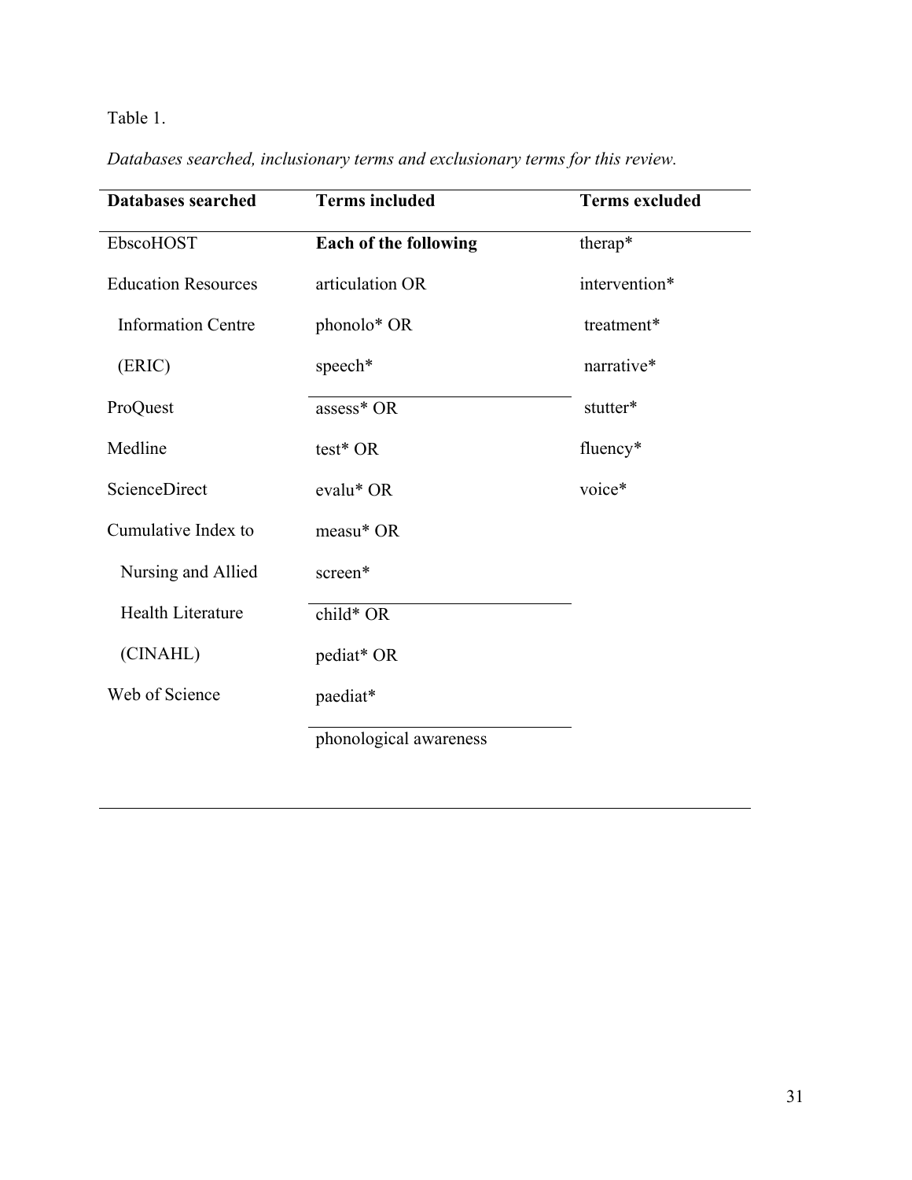Table 1.

*Databases searched, inclusionary terms and exclusionary terms for this review.*

| Databases searched | Terms included | Terms excluded |
|---|---|---|
| EbscoHOST | **Each of the following** | therap* |
| Education Resources Information Centre (ERIC) | articulation OR phonolo* OR speech* | intervention* |
| ProQuest | assess* OR test* OR evalu* OR measu* OR screen* | treatment* |
| Medline | child* OR pediat* OR paediat* | narrative* |
| ScienceDirect | phonological awareness | stutter* |
| Cumulative Index to Nursing and Allied Health Literature (CINAHL) | | fluency* |
| Web of Science | | voice* |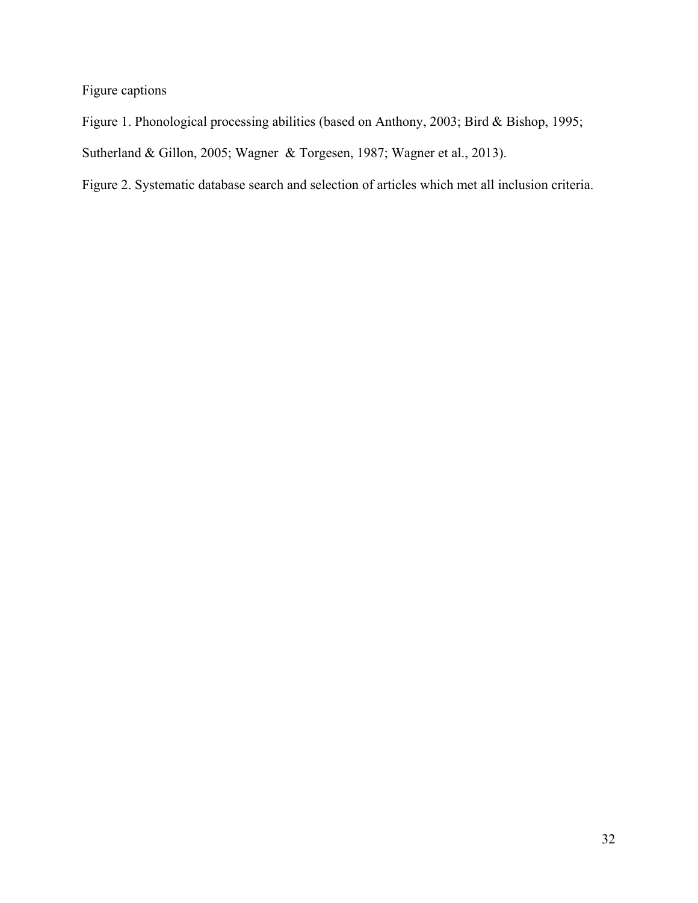Figure captions

Figure 1. Phonological processing abilities (based on Anthony, 2003; Bird & Bishop, 1995; Sutherland & Gillon, 2005; Wagner & Torgesen, 1987; Wagner et al., 2013).

Figure 2. Systematic database search and selection of articles which met all inclusion criteria.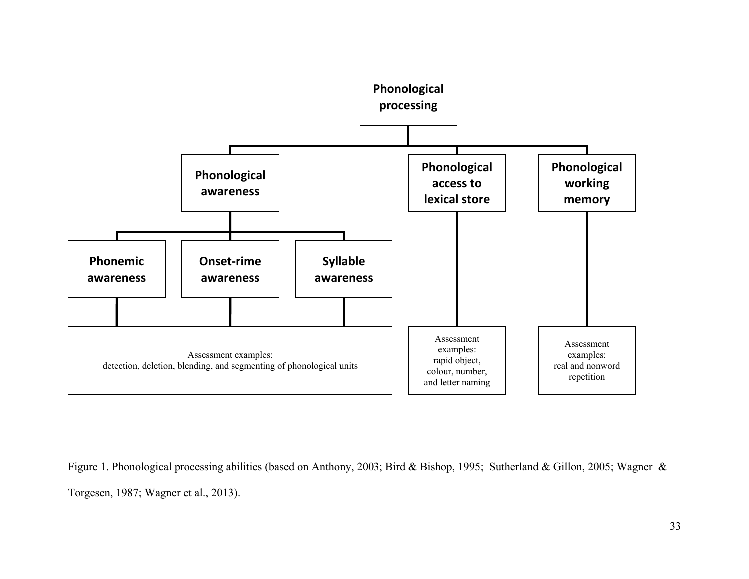- **Phonological processing**
  - **Phonological awareness**
    - **Phonemic awareness**
    - **Onset-rime awareness**
    - **Syllable awareness**
    - Assessment examples: detection, deletion, blending, and segmenting of phonological units
  - **Phonological access to lexical store**
    - Assessment examples: rapid object, colour, number, and letter naming
  - **Phonological working memory**
    - Assessment examples: real and nonword repetition

Figure 1. Phonological processing abilities (based on Anthony, 2003; Bird & Bishop, 1995; Sutherland & Gillon, 2005; Wagner & Torgesen, 1987; Wagner et al., 2013).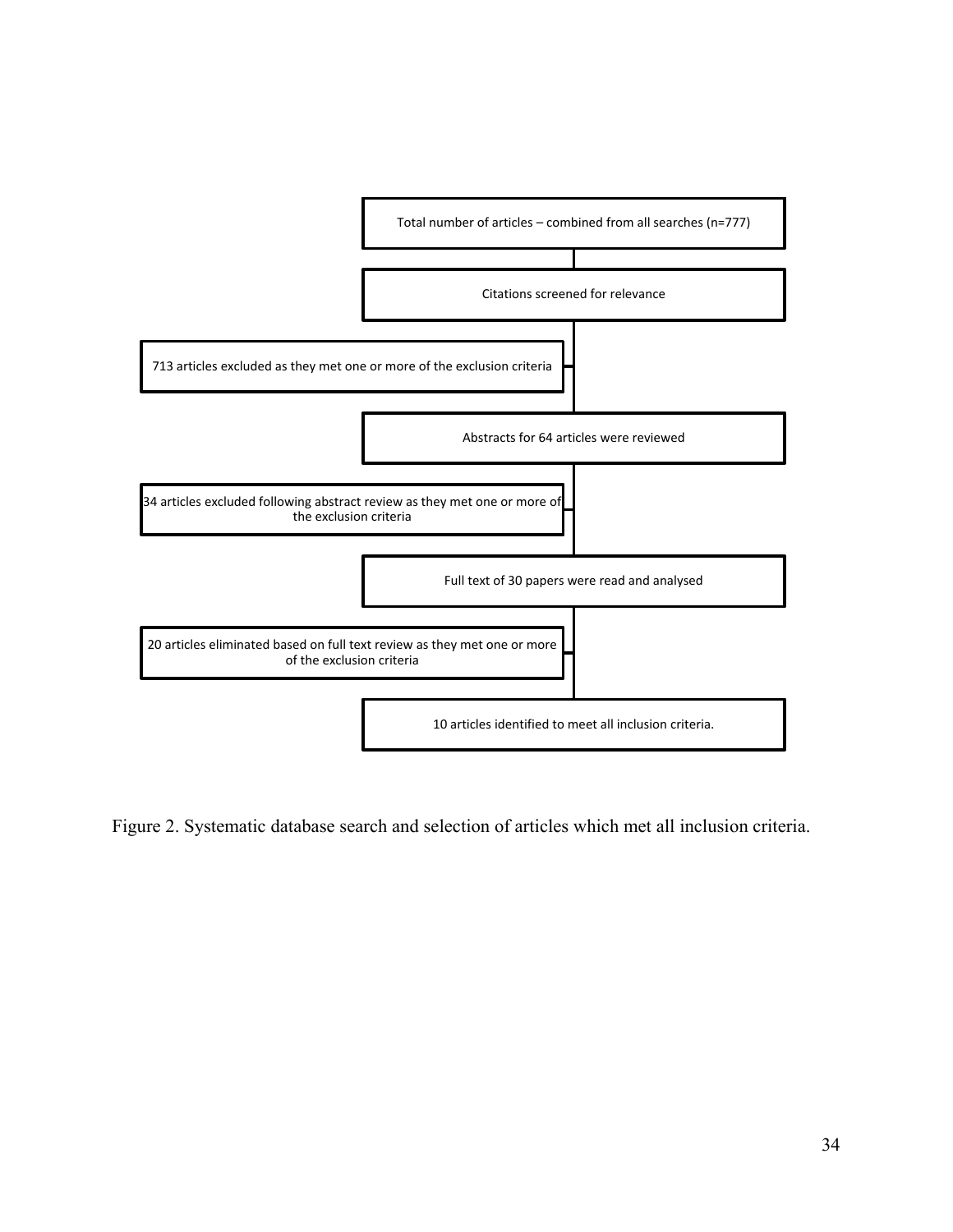Total number of articles – combined from all searches (n=777)

Citations screened for relevance

713 articles excluded as they met one or more of the exclusion criteria

Abstracts for 64 articles were reviewed

34 articles excluded following abstract review as they met one or more of the exclusion criteria

Full text of 30 papers were read and analysed

20 articles eliminated based on full text review as they met one or more of the exclusion criteria

10 articles identified to meet all inclusion criteria.

Figure 2. Systematic database search and selection of articles which met all inclusion criteria.